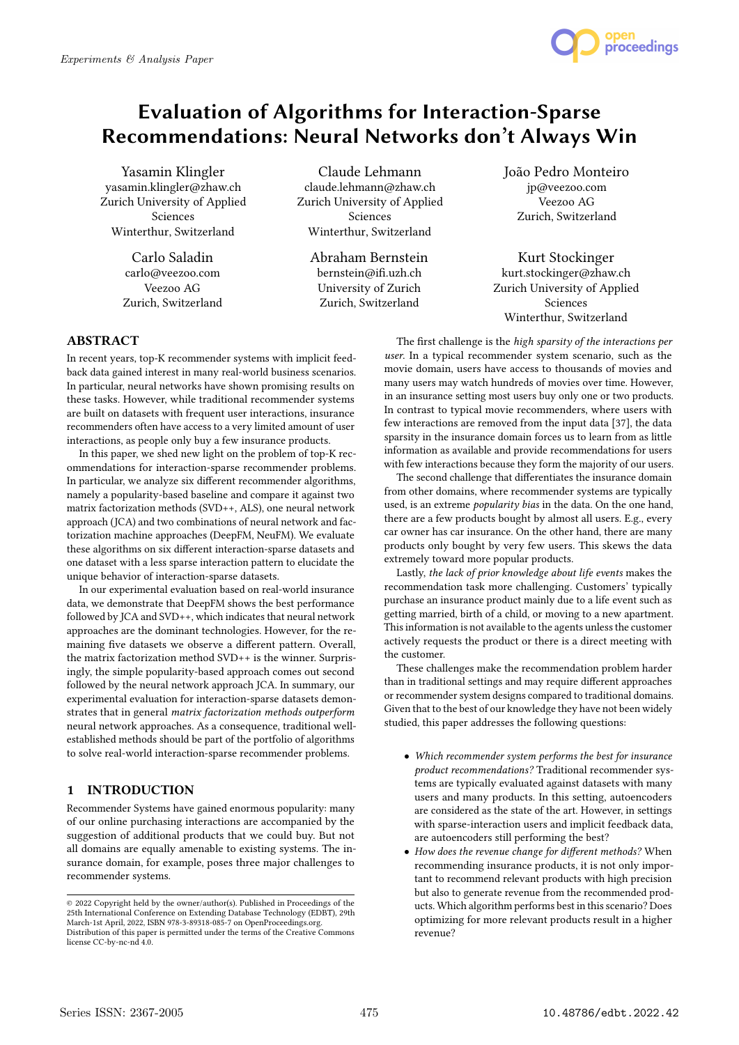# Evaluation of Algorithms for Interaction-Sparse Recommendations: Neural Networks don't Always Win

Yasamin Klingler
yasamin.klingler@zhaw.ch
Zurich University of Applied Sciences
Winterthur, Switzerland

Claude Lehmann
claude.lehmann@zhaw.ch
Zurich University of Applied Sciences
Winterthur, Switzerland

João Pedro Monteiro
jp@veezoo.com
Veezoo AG
Zurich, Switzerland

Carlo Saladin
carlo@veezoo.com
Veezoo AG
Zurich, Switzerland

Abraham Bernstein
bernstein@ifi.uzh.ch
University of Zurich
Zurich, Switzerland

Kurt Stockinger
kurt.stockinger@zhaw.ch
Zurich University of Applied Sciences
Winterthur, Switzerland

## ABSTRACT

In recent years, top-K recommender systems with implicit feedback data gained interest in many real-world business scenarios. In particular, neural networks have shown promising results on these tasks. However, while traditional recommender systems are built on datasets with frequent user interactions, insurance recommenders often have access to a very limited amount of user interactions, as people only buy a few insurance products.

In this paper, we shed new light on the problem of top-K recommendations for interaction-sparse recommender problems. In particular, we analyze six different recommender algorithms, namely a popularity-based baseline and compare it against two matrix factorization methods (SVD++, ALS), one neural network approach (JCA) and two combinations of neural network and factorization machine approaches (DeepFM, NeuFM). We evaluate these algorithms on six different interaction-sparse datasets and one dataset with a less sparse interaction pattern to elucidate the unique behavior of interaction-sparse datasets.

In our experimental evaluation based on real-world insurance data, we demonstrate that DeepFM shows the best performance followed by JCA and SVD++, which indicates that neural network approaches are the dominant technologies. However, for the remaining five datasets we observe a different pattern. Overall, the matrix factorization method SVD++ is the winner. Surprisingly, the simple popularity-based approach comes out second followed by the neural network approach JCA. In summary, our experimental evaluation for interaction-sparse datasets demonstrates that in general *matrix factorization methods outperform* neural network approaches. As a consequence, traditional well-established methods should be part of the portfolio of algorithms to solve real-world interaction-sparse recommender problems.

## 1 INTRODUCTION

Recommender Systems have gained enormous popularity: many of our online purchasing interactions are accompanied by the suggestion of additional products that we could buy. But not all domains are equally amenable to existing systems. The insurance domain, for example, poses three major challenges to recommender systems.

The first challenge is the *high sparsity of the interactions per user*. In a typical recommender system scenario, such as the movie domain, users have access to thousands of movies and many users may watch hundreds of movies over time. However, in an insurance setting most users buy only one or two products. In contrast to typical movie recommenders, where users with few interactions are removed from the input data [37], the data sparsity in the insurance domain forces us to learn from as little information as available and provide recommendations for users with few interactions because they form the majority of our users.

The second challenge that differentiates the insurance domain from other domains, where recommender systems are typically used, is an extreme *popularity bias* in the data. On the one hand, there are a few products bought by almost all users. E.g., every car owner has car insurance. On the other hand, there are many products only bought by very few users. This skews the data extremely toward more popular products.

Lastly, *the lack of prior knowledge about life events* makes the recommendation task more challenging. Customers' typically purchase an insurance product mainly due to a life event such as getting married, birth of a child, or moving to a new apartment. This information is not available to the agents unless the customer actively requests the product or there is a direct meeting with the customer.

These challenges make the recommendation problem harder than in traditional settings and may require different approaches or recommender system designs compared to traditional domains. Given that to the best of our knowledge they have not been widely studied, this paper addresses the following questions:

- *Which recommender system performs the best for insurance product recommendations?* Traditional recommender systems are typically evaluated against datasets with many users and many products. In this setting, autoencoders are considered as the state of the art. However, in settings with sparse-interaction users and implicit feedback data, are autoencoders still performing the best?
- *How does the revenue change for different methods?* When recommending insurance products, it is not only important to recommend relevant products with high precision but also to generate revenue from the recommended products. Which algorithm performs best in this scenario? Does optimizing for more relevant products result in a higher revenue?

© 2022 Copyright held by the owner/author(s). Published in Proceedings of the 25th International Conference on Extending Database Technology (EDBT), 29th March-1st April, 2022, ISBN 978-3-89318-085-7 on OpenProceedings.org.
Distribution of this paper is permitted under the terms of the Creative Commons license CC-by-nc-nd 4.0.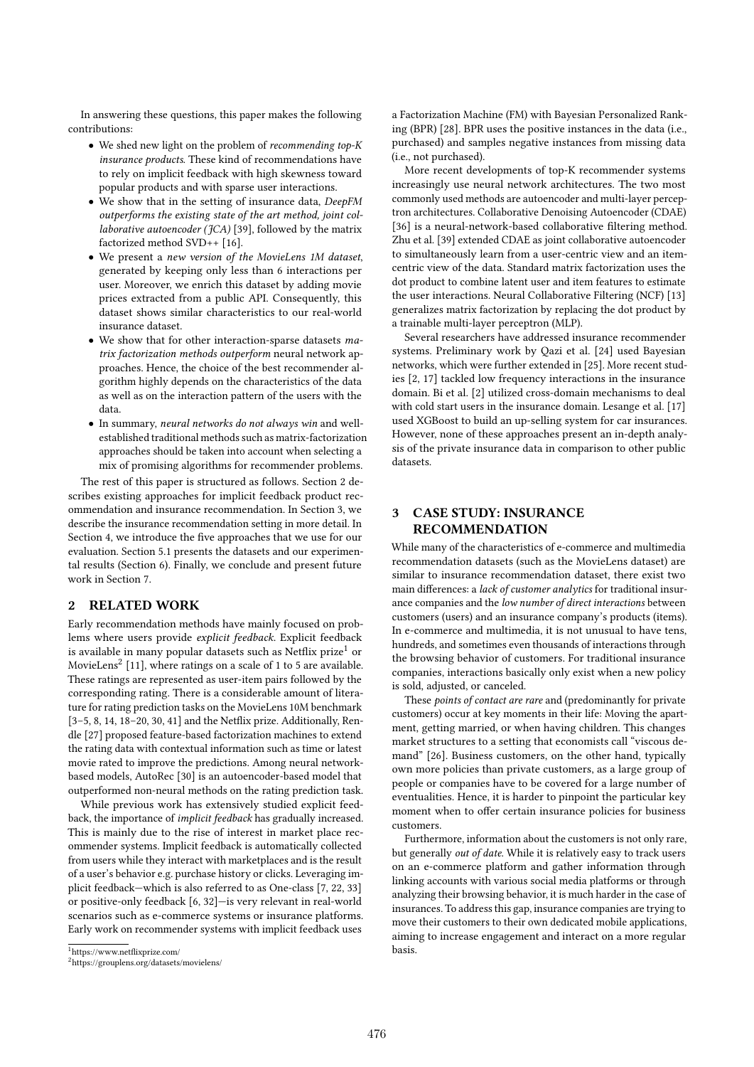In answering these questions, this paper makes the following contributions:

- We shed new light on the problem of *recommending top-K insurance products*. These kind of recommendations have to rely on implicit feedback with high skewness toward popular products and with sparse user interactions.
- We show that in the setting of insurance data, *DeepFM outperforms the existing state of the art method, joint collaborative autoencoder (JCA)* [39], followed by the matrix factorized method SVD++ [16].
- We present a *new version of the MovieLens 1M dataset*, generated by keeping only less than 6 interactions per user. Moreover, we enrich this dataset by adding movie prices extracted from a public API. Consequently, this dataset shows similar characteristics to our real-world insurance dataset.
- We show that for other interaction-sparse datasets *matrix factorization methods outperform* neural network approaches. Hence, the choice of the best recommender algorithm highly depends on the characteristics of the data as well as on the interaction pattern of the users with the data.
- In summary, *neural networks do not always win* and well-established traditional methods such as matrix-factorization approaches should be taken into account when selecting a mix of promising algorithms for recommender problems.

The rest of this paper is structured as follows. Section 2 describes existing approaches for implicit feedback product recommendation and insurance recommendation. In Section 3, we describe the insurance recommendation setting in more detail. In Section 4, we introduce the five approaches that we use for our evaluation. Section 5.1 presents the datasets and our experimental results (Section 6). Finally, we conclude and present future work in Section 7.

## 2 RELATED WORK

Early recommendation methods have mainly focused on problems where users provide *explicit feedback*. Explicit feedback is available in many popular datasets such as Netflix prize[1] or MovieLens[2] [11], where ratings on a scale of 1 to 5 are available. These ratings are represented as user-item pairs followed by the corresponding rating. There is a considerable amount of literature for rating prediction tasks on the MovieLens 10M benchmark [3–5, 8, 14, 18–20, 30, 41] and the Netflix prize. Additionally, Rendle [27] proposed feature-based factorization machines to extend the rating data with contextual information such as time or latest movie rated to improve the predictions. Among neural network-based models, AutoRec [30] is an autoencoder-based model that outperformed non-neural methods on the rating prediction task.

While previous work has extensively studied explicit feedback, the importance of *implicit feedback* has gradually increased. This is mainly due to the rise of interest in market place recommender systems. Implicit feedback is automatically collected from users while they interact with marketplaces and is the result of a user's behavior e.g. purchase history or clicks. Leveraging implicit feedback—which is also referred to as One-class [7, 22, 33] or positive-only feedback [6, 32]—is very relevant in real-world scenarios such as e-commerce systems or insurance platforms. Early work on recommender systems with implicit feedback uses a Factorization Machine (FM) with Bayesian Personalized Ranking (BPR) [28]. BPR uses the positive instances in the data (i.e., purchased) and samples negative instances from missing data (i.e., not purchased).

More recent developments of top-K recommender systems increasingly use neural network architectures. The two most commonly used methods are autoencoder and multi-layer perceptron architectures. Collaborative Denoising Autoencoder (CDAE) [36] is a neural-network-based collaborative filtering method. Zhu et al. [39] extended CDAE as joint collaborative autoencoder to simultaneously learn from a user-centric view and an item-centric view of the data. Standard matrix factorization uses the dot product to combine latent user and item features to estimate the user interactions. Neural Collaborative Filtering (NCF) [13] generalizes matrix factorization by replacing the dot product by a trainable multi-layer perceptron (MLP).

Several researchers have addressed insurance recommender systems. Preliminary work by Qazi et al. [24] used Bayesian networks, which were further extended in [25]. More recent studies [2, 17] tackled low frequency interactions in the insurance domain. Bi et al. [2] utilized cross-domain mechanisms to deal with cold start users in the insurance domain. Lesange et al. [17] used XGBoost to build an up-selling system for car insurances. However, none of these approaches present an in-depth analysis of the private insurance data in comparison to other public datasets.

## 3 CASE STUDY: INSURANCE RECOMMENDATION

While many of the characteristics of e-commerce and multimedia recommendation datasets (such as the MovieLens dataset) are similar to insurance recommendation dataset, there exist two main differences: a *lack of customer analytics* for traditional insurance companies and the *low number of direct interactions* between customers (users) and an insurance company's products (items). In e-commerce and multimedia, it is not unusual to have tens, hundreds, and sometimes even thousands of interactions through the browsing behavior of customers. For traditional insurance companies, interactions basically only exist when a new policy is sold, adjusted, or canceled.

These *points of contact are rare* and (predominantly for private customers) occur at key moments in their life: Moving the apartment, getting married, or when having children. This changes market structures to a setting that economists call "viscous demand" [26]. Business customers, on the other hand, typically own more policies than private customers, as a large group of people or companies have to be covered for a large number of eventualities. Hence, it is harder to pinpoint the particular key moment when to offer certain insurance policies for business customers.

Furthermore, information about the customers is not only rare, but generally *out of date*. While it is relatively easy to track users on an e-commerce platform and gather information through linking accounts with various social media platforms or through analyzing their browsing behavior, it is much harder in the case of insurances. To address this gap, insurance companies are trying to move their customers to their own dedicated mobile applications, aiming to increase engagement and interact on a more regular basis.

[1] https://www.netflixprize.com/
[2] https://grouplens.org/datasets/movielens/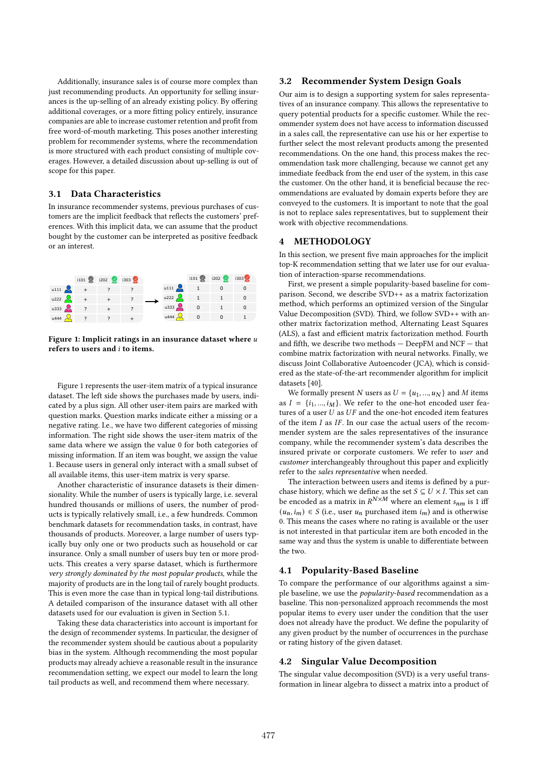Additionally, insurance sales is of course more complex than just recommending products. An opportunity for selling insurances is the up-selling of an already existing policy. By offering additional coverages, or a more fitting policy entirely, insurance companies are able to increase customer retention and profit from free word-of-mouth marketing. This poses another interesting problem for recommender systems, where the recommendation is more structured with each product consisting of multiple coverages. However, a detailed discussion about up-selling is out of scope for this paper.

### 3.1 Data Characteristics

In insurance recommender systems, previous purchases of customers are the implicit feedback that reflects the customers' preferences. With this implicit data, we can assume that the product bought by the customer can be interpreted as positive feedback or an interest.

|  | i101 | i202 | i303 |
|---|---|---|---|
| u111 | + | ? | ? |
| u222 | + | + | ? |
| u333 | ? | + | ? |
| u444 | ? | ? | + |

→

|  | i101 | i202 | i303 |
|---|---|---|---|
| u111 | 1 | 0 | 0 |
| u222 | 1 | 1 | 0 |
| u333 | 0 | 1 | 0 |
| u444 | 0 | 0 | 1 |

**Figure 1: Implicit ratings in an insurance dataset where $u$ refers to users and $i$ to items.**

Figure 1 represents the user-item matrix of a typical insurance dataset. The left side shows the purchases made by users, indicated by a plus sign. All other user-item pairs are marked with question marks. Question marks indicate either a missing or a negative rating. I.e., we have two different categories of missing information. The right side shows the user-item matrix of the same data where we assign the value 0 for both categories of missing information. If an item was bought, we assign the value 1. Because users in general only interact with a small subset of all available items, this user-item matrix is very sparse.

Another characteristic of insurance datasets is their dimensionality. While the number of users is typically large, i.e. several hundred thousands or millions of users, the number of products is typically relatively small, i.e., a few hundreds. Common benchmark datasets for recommendation tasks, in contrast, have thousands of products. Moreover, a large number of users typically buy only one or two products such as household or car insurance. Only a small number of users buy ten or more products. This creates a very sparse dataset, which is furthermore *very strongly dominated by the most popular products*, while the majority of products are in the long tail of rarely bought products. This is even more the case than in typical long-tail distributions. A detailed comparison of the insurance dataset with all other datasets used for our evaluation is given in Section 5.1.

Taking these data characteristics into account is important for the design of recommender systems. In particular, the designer of the recommender system should be cautious about a popularity bias in the system. Although recommending the most popular products may already achieve a reasonable result in the insurance recommendation setting, we expect our model to learn the long tail products as well, and recommend them where necessary.

### 3.2 Recommender System Design Goals

Our aim is to design a supporting system for sales representatives of an insurance company. This allows the representative to query potential products for a specific customer. While the recommender system does not have access to information discussed in a sales call, the representative can use his or her expertise to further select the most relevant products among the presented recommendations. On the one hand, this process makes the recommendation task more challenging, because we cannot get any immediate feedback from the end user of the system, in this case the customer. On the other hand, it is beneficial because the recommendations are evaluated by domain experts before they are conveyed to the customers. It is important to note that the goal is not to replace sales representatives, but to supplement their work with objective recommendations.

## 4 METHODOLOGY

In this section, we present five main approaches for the implicit top-K recommendation setting that we later use for our evaluation of interaction-sparse recommendations.

First, we present a simple popularity-based baseline for comparison. Second, we describe SVD++ as a matrix factorization method, which performs an optimized version of the Singular Value Decomposition (SVD). Third, we follow SVD++ with another matrix factorization method, Alternating Least Squares (ALS), a fast and efficient matrix factorization method. Fourth and fifth, we describe two methods — DeepFM and NCF — that combine matrix factorization with neural networks. Finally, we discuss Joint Collaborative Autoencoder (JCA), which is considered as the state-of-the-art recommender algorithm for implicit datasets [40].

We formally present $N$ users as $U = \{u_1, ..., u_N\}$ and $M$ items as $I = \{i_1, ..., i_M\}$. We refer to the one-hot encoded user features of a user $U$ as $UF$ and the one-hot encoded item features of the item $I$ as $IF$. In our case the actual users of the recommender system are the sales representatives of the insurance company, while the recommender system's data describes the insured private or corporate customers. We refer to *user* and *customer* interchangeably throughout this paper and explicitly refer to the *sales representative* when needed.

The interaction between users and items is defined by a purchase history, which we define as the set $S \subseteq U \times I$. This set can be encoded as a matrix in $R^{N \times M}$ where an element $s_{nm}$ is 1 iff $(u_n, i_m) \in S$ (i.e., user $u_n$ purchased item $i_m$) and is otherwise 0. This means the cases where no rating is available or the user is not interested in that particular item are both encoded in the same way and thus the system is unable to differentiate between the two.

### 4.1 Popularity-Based Baseline

To compare the performance of our algorithms against a simple baseline, we use the *popularity-based* recommendation as a baseline. This non-personalized approach recommends the most popular items to every user under the condition that the user does not already have the product. We define the popularity of any given product by the number of occurrences in the purchase or rating history of the given dataset.

### 4.2 Singular Value Decomposition

The singular value decomposition (SVD) is a very useful transformation in linear algebra to dissect a matrix into a product of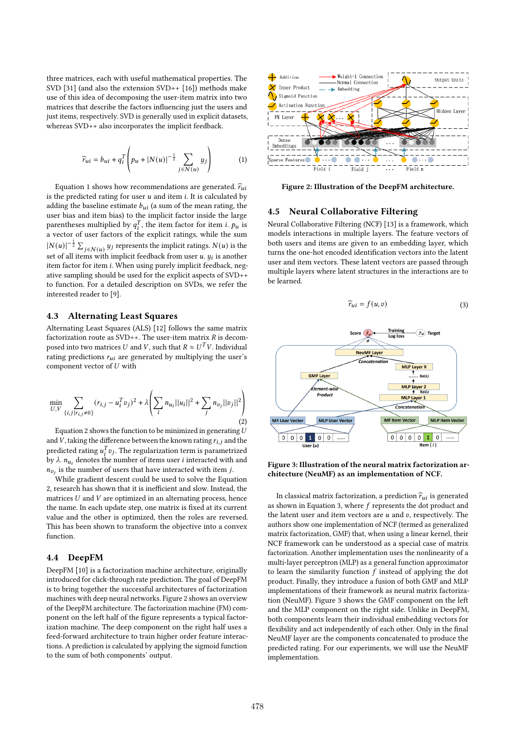three matrices, each with useful mathematical properties. The SVD [31] (and also the extension SVD++ [16]) methods make use of this idea of decomposing the user-item matrix into two matrices that describe the factors influencing just the users and just items, respectively. SVD is generally used in explicit datasets, whereas SVD++ also incorporates the implicit feedback.

$$\widehat{r}_{ui} = b_{ui} + q_i^T \left( p_u + |N(u)|^{-\frac{1}{2}} \sum_{j \in N(u)} y_j \right) \tag{1}$$

Equation 1 shows how recommendations are generated. $\widehat{r}_{ui}$ is the predicted rating for user $u$ and item $i$. It is calculated by adding the baseline estimate $b_{ui}$ (a sum of the mean rating, the user bias and item bias) to the implicit factor inside the large parentheses multiplied by $q_i^T$, the item factor for item $i$. $p_u$ is a vector of user factors of the explicit ratings, while the sum $|N(u)|^{-\frac{1}{2}} \sum_{j \in N(u)} y_j$ represents the implicit ratings. $N(u)$ is the set of all items with implicit feedback from user $u$. $y_i$ is another item factor for item $i$. When using purely implicit feedback, negative sampling should be used for the explicit aspects of SVD++ to function. For a detailed description on SVDs, we refer the interested reader to [9].

## 4.3 Alternating Least Squares

Alternating Least Squares (ALS) [12] follows the same matrix factorization route as SVD++. The user-item matrix $R$ is decomposed into two matrices $U$ and $V$, such that $R \approx U^T V$. Individual rating predictions $r_{ui}$ are generated by multiplying the user's component vector of $U$ with

$$\min_{U,V} \sum_{\{i,j | r_{i,j} \neq 0\}} (r_{i,j} - u_i^T v_j)^2 + \lambda \left( \sum_i n_{u_i} ||u_i||^2 + \sum_j n_{v_j} ||v_j||^2 \right) \tag{2}$$

Equation 2 shows the function to be minimized in generating $U$ and $V$, taking the difference between the known rating $r_{i,j}$ and the predicted rating $u_i^T v_j$. The regularization term is parametrized by $\lambda$. $n_{u_i}$ denotes the number of items user $i$ interacted with and $n_{v_j}$ is the number of users that have interacted with item $j$.

While gradient descent could be used to solve the Equation 2, research has shown that it is inefficient and slow. Instead, the matrices $U$ and $V$ are optimized in an alternating process, hence the name. In each update step, one matrix is fixed at its current value and the other is optimized, then the roles are reversed. This has been shown to transform the objective into a convex function.

## 4.4 DeepFM

DeepFM [10] is a factorization machine architecture, originally introduced for click-through rate prediction. The goal of DeepFM is to bring together the successful architectures of factorization machines with deep neural networks. Figure 2 shows an overview of the DeepFM architecture. The factorization machine (FM) component on the left half of the figure represents a typical factorization machine. The deep component on the right half uses a feed-forward architecture to train higher order feature interactions. A prediction is calculated by applying the sigmoid function to the sum of both components' output.

**Figure 2: Illustration of the DeepFM architecture.**

## 4.5 Neural Collaborative Filtering

Neural Collaborative Filtering (NCF) [13] is a framework, which models interactions in multiple layers. The feature vectors of both users and items are given to an embedding layer, which turns the one-hot encoded identification vectors into the latent user and item vectors. These latent vectors are passed through multiple layers where latent structures in the interactions are to be learned.

$$\widehat{r}_{ui} = f(u, v) \tag{3}$$

**Figure 3: Illustration of the neural matrix factorization architecture (NeuMF) as an implementation of NCF.**

In classical matrix factorization, a prediction $\widehat{r}_{ui}$ is generated as shown in Equation 3, where $f$ represents the dot product and the latent user and item vectors are $u$ and $v$, respectively. The authors show one implementation of NCF (termed as generalized matrix factorization, GMF) that, when using a linear kernel, their NCF framework can be understood as a special case of matrix factorization. Another implementation uses the nonlinearity of a multi-layer perceptron (MLP) as a general function approximator to learn the similarity function $f$ instead of applying the dot product. Finally, they introduce a fusion of both GMF and MLP implementations of their framework as neural matrix factorization (NeuMF). Figure 3 shows the GMF component on the left and the MLP component on the right side. Unlike in DeepFM, both components learn their individual embedding vectors for flexibility and act independently of each other. Only in the final NeuMF layer are the components concatenated to produce the predicted rating. For our experiments, we will use the NeuMF implementation.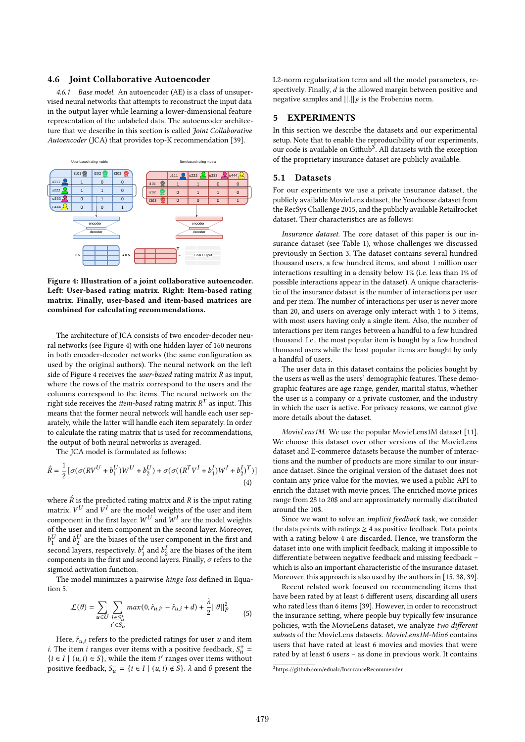## 4.6 Joint Collaborative Autoencoder

*4.6.1 Base model.* An autoencoder (AE) is a class of unsupervised neural networks that attempts to reconstruct the input data in the output layer while learning a lower-dimensional feature representation of the unlabeled data. The autoencoder architecture that we describe in this section is called *Joint Collaborative Autoencoder* (JCA) that provides top-K recommendation [39].

**Figure 4: Illustration of a joint collaborative autoencoder. Left: User-based rating matrix. Right: Item-based rating matrix. Finally, user-based and item-based matrices are combined for calculating recommendations.**

The architecture of JCA consists of two encoder-decoder neural networks (see Figure 4) with one hidden layer of 160 neurons in both encoder-decoder networks (the same configuration as used by the original authors). The neural network on the left side of Figure 4 receives the *user-based* rating matrix $R$ as input, where the rows of the matrix correspond to the users and the columns correspond to the items. The neural network on the right side receives the *item-based* rating matrix $R^T$ as input. This means that the former neural network will handle each user separately, while the latter will handle each item separately. In order to calculate the rating matrix that is used for recommendations, the output of both neural networks is averaged.

The JCA model is formulated as follows:

$$\hat{R} = \frac{1}{2}[\sigma(\sigma(RV^U + b_1^U)W^U + b_2^U) + \sigma(\sigma((R^T V^I + b_1^I)W^I + b_2^I)^T)] \tag{4}$$

where $\hat{R}$ is the predicted rating matrix and $R$ is the input rating matrix. $V^U$ and $V^I$ are the model weights of the user and item component in the first layer. $W^U$ and $W^I$ are the model weights of the user and item component in the second layer. Moreover, $b_1^U$ and $b_2^U$ are the biases of the user component in the first and second layers, respectively. $b_1^I$ and $b_2^I$ are the biases of the item components in the first and second layers. Finally, $\sigma$ refers to the sigmoid activation function.

The model minimizes a pairwise *hinge loss* defined in Equation 5.

$$\mathcal{L}(\theta) = \sum_{u \in U} \sum_{\substack{i \in S_u^+ \\ i' \in S_u^-}} max(0, \hat{r}_{u,i'} - \hat{r}_{u,i} + d) + \frac{\lambda}{2}||\theta||_F^2 \tag{5}$$

Here, $\hat{r}_{u,i}$ refers to the predicted ratings for user $u$ and item $i$. The item $i$ ranges over items with a positive feedback, $S_u^+ = \{i \in I \mid (u,i) \in S\}$, while the item $i'$ ranges over items without positive feedback, $S_u^- = \{i \in I \mid (u,i) \notin S\}$. $\lambda$ and $\theta$ present the L2-norm regularization term and all the model parameters, respectively. Finally, $d$ is the allowed margin between positive and negative samples and $||.||_F$ is the Frobenius norm.

# 5 EXPERIMENTS

In this section we describe the datasets and our experimental setup. Note that to enable the reproducibility of our experiments, our code is available on Github[3]. All datasets with the exception of the proprietary insurance dataset are publicly available.

## 5.1 Datasets

For our experiments we use a private insurance dataset, the publicly available MovieLens dataset, the Youchoose dataset from the RecSys Challenge 2015, and the publicly available Retailrocket dataset. Their characteristics are as follows:

*Insurance dataset.* The core dataset of this paper is our insurance dataset (see Table 1), whose challenges we discussed previously in Section 3. The dataset contains several hundred thousand users, a few hundred items, and about 1 million user interactions resulting in a density below 1% (i.e. less than 1% of possible interactions appear in the dataset). A unique characteristic of the insurance dataset is the number of interactions per user and per item. The number of interactions per user is never more than 20, and users on average only interact with 1 to 3 items, with most users having only a single item. Also, the number of interactions per item ranges between a handful to a few hundred thousand. I.e., the most popular item is bought by a few hundred thousand users while the least popular items are bought by only a handful of users.

The user data in this dataset contains the policies bought by the users as well as the users' demographic features. These demographic features are age range, gender, marital status, whether the user is a company or a private customer, and the industry in which the user is active. For privacy reasons, we cannot give more details about the dataset.

*MovieLens1M.* We use the popular MovieLens1M dataset [11]. We choose this dataset over other versions of the MovieLens dataset and E-commerce datasets because the number of interactions and the number of products are more similar to our insurance dataset. Since the original version of the dataset does not contain any price value for the movies, we used a public API to enrich the dataset with movie prices. The enriched movie prices range from 2$ to 20$ and are approximately normally distributed around the 10$.

Since we want to solve an *implicit feedback* task, we consider the data points with ratings $\geq 4$ as positive feedback. Data points with a rating below 4 are discarded. Hence, we transform the dataset into one with implicit feedback, making it impossible to differentiate between negative feedback and missing feedback – which is also an important characteristic of the insurance dataset. Moreover, this approach is also used by the authors in [15, 38, 39].

Recent related work focused on recommending items that have been rated by at least 6 different users, discarding all users who rated less than 6 items [39]. However, in order to reconstruct the insurance setting, where people buy typically few insurance policies, with the MovieLens dataset, we analyze *two different subsets* of the MovieLens datasets. *MovieLens1M-Min6* contains users that have rated at least 6 movies and movies that were rated by at least 6 users – as done in previous work. It contains

[3] https://github.com/edualc/InsuranceRecommender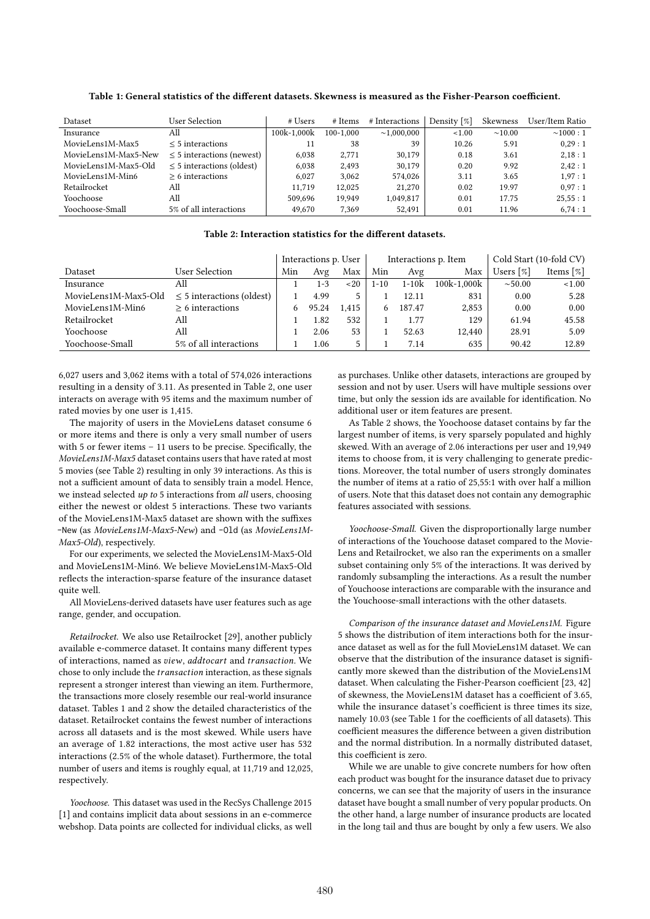**Table 1: General statistics of the different datasets. Skewness is measured as the Fisher-Pearson coefficient.**

| Dataset | User Selection | # Users | # Items | # Interactions | Density [%] | Skewness | User/Item Ratio |
|---|---|---|---|---|---|---|---|
| Insurance | All | 100k-1,000k | 100-1,000 | ~1,000,000 | <1.00 | ~10.00 | ~1000 : 1 |
| MovieLens1M-Max5 | ≤ 5 interactions | 11 | 38 | 39 | 10.26 | 5.91 | 0,29 : 1 |
| MovieLens1M-Max5-New | ≤ 5 interactions (newest) | 6,038 | 2,771 | 30,179 | 0.18 | 3.61 | 2,18 : 1 |
| MovieLens1M-Max5-Old | ≤ 5 interactions (oldest) | 6,038 | 2,493 | 30,179 | 0.20 | 9.92 | 2,42 : 1 |
| MovieLens1M-Min6 | ≥ 6 interactions | 6,027 | 3,062 | 574,026 | 3.11 | 3.65 | 1,97 : 1 |
| Retailrocket | All | 11,719 | 12,025 | 21,270 | 0.02 | 19.97 | 0,97 : 1 |
| Yoochoose | All | 509,696 | 19,949 | 1,049,817 | 0.01 | 17.75 | 25,55 : 1 |
| Yoochoose-Small | 5% of all interactions | 49,670 | 7,369 | 52,491 | 0.01 | 11.96 | 6,74 : 1 |

**Table 2: Interaction statistics for the different datasets.**

| | | Interactions p. User | | | Interactions p. Item | | | Cold Start (10-fold CV) | |
|---|---|---|---|---|---|---|---|---|---|
| Dataset | User Selection | Min | Avg | Max | Min | Avg | Max | Users [%] | Items [%] |
| Insurance | All | 1 | 1-3 | <20 | 1-10 | 1-10k | 100k-1,000k | ~50.00 | <1.00 |
| MovieLens1M-Max5-Old | ≤ 5 interactions (oldest) | 1 | 4.99 | 5 | 1 | 12.11 | 831 | 0.00 | 5.28 |
| MovieLens1M-Min6 | ≥ 6 interactions | 6 | 95.24 | 1,415 | 6 | 187.47 | 2,853 | 0.00 | 0.00 |
| Retailrocket | All | 1 | 1.82 | 532 | 1 | 1.77 | 129 | 61.94 | 45.58 |
| Yoochoose | All | 1 | 2.06 | 53 | 1 | 52.63 | 12,440 | 28.91 | 5.09 |
| Yoochoose-Small | 5% of all interactions | 1 | 1.06 | 5 | 1 | 7.14 | 635 | 90.42 | 12.89 |

6,027 users and 3,062 items with a total of 574,026 interactions resulting in a density of 3.11. As presented in Table 2, one user interacts on average with 95 items and the maximum number of rated movies by one user is 1,415.

The majority of users in the MovieLens dataset consume 6 or more items and there is only a very small number of users with 5 or fewer items – 11 users to be precise. Specifically, the *MovieLens1M-Max5* dataset contains users that have rated at most 5 movies (see Table 2) resulting in only 39 interactions. As this is not a sufficient amount of data to sensibly train a model. Hence, we instead selected *up to* 5 interactions from *all* users, choosing either the newest or oldest 5 interactions. These two variants of the MovieLens1M-Max5 dataset are shown with the suffixes -New (as *MovieLens1M-Max5-New*) and -Old (as *MovieLens1M-Max5-Old*), respectively.

For our experiments, we selected the MovieLens1M-Max5-Old and MovieLens1M-Min6. We believe MovieLens1M-Max5-Old reflects the interaction-sparse feature of the insurance dataset quite well.

All MovieLens-derived datasets have user features such as age range, gender, and occupation.

*Retailrocket.* We also use Retailrocket [29], another publicly available e-commerce dataset. It contains many different types of interactions, named as *view*, *addtocart* and *transaction*. We chose to only include the *transaction* interaction, as these signals represent a stronger interest than viewing an item. Furthermore, the transactions more closely resemble our real-world insurance dataset. Tables 1 and 2 show the detailed characteristics of the dataset. Retailrocket contains the fewest number of interactions across all datasets and is the most skewed. While users have an average of 1.82 interactions, the most active user has 532 interactions (2.5% of the whole dataset). Furthermore, the total number of users and items is roughly equal, at 11,719 and 12,025, respectively.

*Yoochoose.* This dataset was used in the RecSys Challenge 2015 [1] and contains implicit data about sessions in an e-commerce webshop. Data points are collected for individual clicks, as well as purchases. Unlike other datasets, interactions are grouped by session and not by user. Users will have multiple sessions over time, but only the session ids are available for identification. No additional user or item features are present.

As Table 2 shows, the Yoochoose dataset contains by far the largest number of items, is very sparsely populated and highly skewed. With an average of 2.06 interactions per user and 19,949 items to choose from, it is very challenging to generate predictions. Moreover, the total number of users strongly dominates the number of items at a ratio of 25,55:1 with over half a million of users. Note that this dataset does not contain any demographic features associated with sessions.

*Yoochoose-Small.* Given the disproportionally large number of interactions of the Youchoose dataset compared to the MovieLens and Retailrocket, we also ran the experiments on a smaller subset containing only 5% of the interactions. It was derived by randomly subsampling the interactions. As a result the number of Youchoose interactions are comparable with the insurance and the Youchoose-small interactions with the other datasets.

*Comparison of the insurance dataset and MovieLens1M.* Figure 5 shows the distribution of item interactions both for the insurance dataset as well as for the full MovieLens1M dataset. We can observe that the distribution of the insurance dataset is significantly more skewed than the distribution of the MovieLens1M dataset. When calculating the Fisher-Pearson coefficient [23, 42] of skewness, the MovieLens1M dataset has a coefficient of 3.65, while the insurance dataset's coefficient is three times its size, namely 10.03 (see Table 1 for the coefficients of all datasets). This coefficient measures the difference between a given distribution and the normal distribution. In a normally distributed dataset, this coefficient is zero.

While we are unable to give concrete numbers for how often each product was bought for the insurance dataset due to privacy concerns, we can see that the majority of users in the insurance dataset have bought a small number of very popular products. On the other hand, a large number of insurance products are located in the long tail and thus are bought by only a few users. We also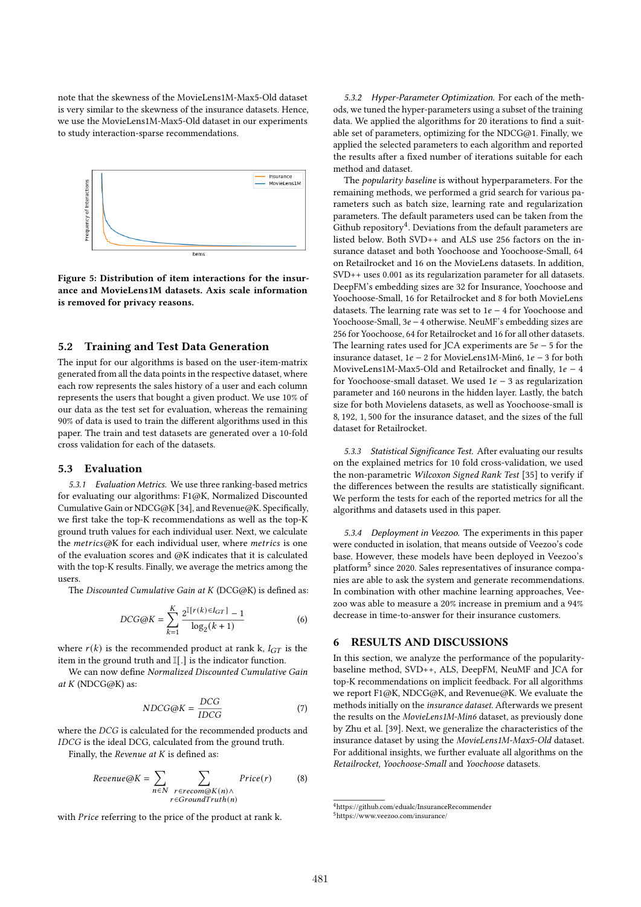note that the skewness of the MovieLens1M-Max5-Old dataset is very similar to the skewness of the insurance datasets. Hence, we use the MovieLens1M-Max5-Old dataset in our experiments to study interaction-sparse recommendations.

**Figure 5: Distribution of item interactions for the insurance and MovieLens1M datasets. Axis scale information is removed for privacy reasons.**

## 5.2 Training and Test Data Generation

The input for our algorithms is based on the user-item-matrix generated from all the data points in the respective dataset, where each row represents the sales history of a user and each column represents the users that bought a given product. We use 10% of our data as the test set for evaluation, whereas the remaining 90% of data is used to train the different algorithms used in this paper. The train and test datasets are generated over a 10-fold cross validation for each of the datasets.

## 5.3 Evaluation

*5.3.1 Evaluation Metrics.* We use three ranking-based metrics for evaluating our algorithms: F1@K, Normalized Discounted Cumulative Gain or NDCG@K [34], and Revenue@K. Specifically, we first take the top-K recommendations as well as the top-K ground truth values for each individual user. Next, we calculate the *metrics*@K for each individual user, where *metrics* is one of the evaluation scores and @K indicates that it is calculated with the top-K results. Finally, we average the metrics among the users.

The *Discounted Cumulative Gain at K* (DCG@K) is defined as:

$$DCG@K = \sum_{k=1}^{K} \frac{2^{\mathbb{I}[r(k) \in I_{GT}]} - 1}{\log_2(k+1)} \tag{6}$$

where $r(k)$ is the recommended product at rank k, $I_{GT}$ is the item in the ground truth and $\mathbb{I}[.]$ is the indicator function.

We can now define *Normalized Discounted Cumulative Gain at K* (NDCG@K) as:

$$NDCG@K = \frac{DCG}{IDCG} \tag{7}$$

where the *DCG* is calculated for the recommended products and *IDCG* is the ideal DCG, calculated from the ground truth.

Finally, the *Revenue at K* is defined as:

$$Revenue@K = \sum_{n \in N} \sum_{\substack{r \in recom@K(n) \wedge \\ r \in GroundTruth(n)}} Price(r) \tag{8}$$

with *Price* referring to the price of the product at rank k.

*5.3.2 Hyper-Parameter Optimization.* For each of the methods, we tuned the hyper-parameters using a subset of the training data. We applied the algorithms for 20 iterations to find a suitable set of parameters, optimizing for the NDCG@1. Finally, we applied the selected parameters to each algorithm and reported the results after a fixed number of iterations suitable for each method and dataset.

The *popularity baseline* is without hyperparameters. For the remaining methods, we performed a grid search for various parameters such as batch size, learning rate and regularization parameters. The default parameters used can be taken from the Github repository[4]. Deviations from the default parameters are listed below. Both SVD++ and ALS use 256 factors on the insurance dataset and both Yoochoose and Yoochoose-Small, 64 on Retailrocket and 16 on the MovieLens datasets. In addition, SVD++ uses 0.001 as its regularization parameter for all datasets. DeepFM's embedding sizes are 32 for Insurance, Yoochoose and Yoochoose-Small, 16 for Retailrocket and 8 for both MovieLens datasets. The learning rate was set to $1e-4$ for Yoochoose and Yoochoose-Small, $3e-4$ otherwise. NeuMF's embedding sizes are 256 for Yoochoose, 64 for Retailrocket and 16 for all other datasets. The learning rates used for JCA experiments are $5e-5$ for the insurance dataset, $1e-2$ for MovieLens1M-Min6, $1e-3$ for both MovieLens1M-Max5-Old and Retailrocket and finally, $1e-4$ for Yoochoose-small dataset. We used $1e-3$ as regularization parameter and 160 neurons in the hidden layer. Lastly, the batch size for both Movielens datasets, as well as Yoochoose-small is 8, 192, 1, 500 for the insurance dataset, and the sizes of the full dataset for Retailrocket.

*5.3.3 Statistical Significance Test.* After evaluating our results on the explained metrics for 10 fold cross-validation, we used the non-parametric *Wilcoxon Signed Rank Test* [35] to verify if the differences between the results are statistically significant. We perform the tests for each of the reported metrics for all the algorithms and datasets used in this paper.

*5.3.4 Deployment in Veezoo.* The experiments in this paper were conducted in isolation, that means outside of Veezoo's code base. However, these models have been deployed in Veezoo's platform[5] since 2020. Sales representatives of insurance companies are able to ask the system and generate recommendations. In combination with other machine learning approaches, Veezoo was able to measure a 20% increase in premium and a 94% decrease in time-to-answer for their insurance customers.

# 6 RESULTS AND DISCUSSIONS

In this section, we analyze the performance of the popularity-baseline method, SVD++, ALS, DeepFM, NeuMF and JCA for top-K recommendations on implicit feedback. For all algorithms we report F1@K, NDCG@K, and Revenue@K. We evaluate the methods initially on the *insurance dataset*. Afterwards we present the results on the *MovieLens1M-Min6* dataset, as previously done by Zhu et al. [39]. Next, we generalize the characteristics of the insurance dataset by using the *MovieLens1M-Max5-Old* dataset. For additional insights, we further evaluate all algorithms on the *Retailrocket*, *Yoochoose-Small* and *Yoochoose* datasets.

[4] https://github.com/edualc/InsuranceRecommender

[5] https://www.veezoo.com/insurance/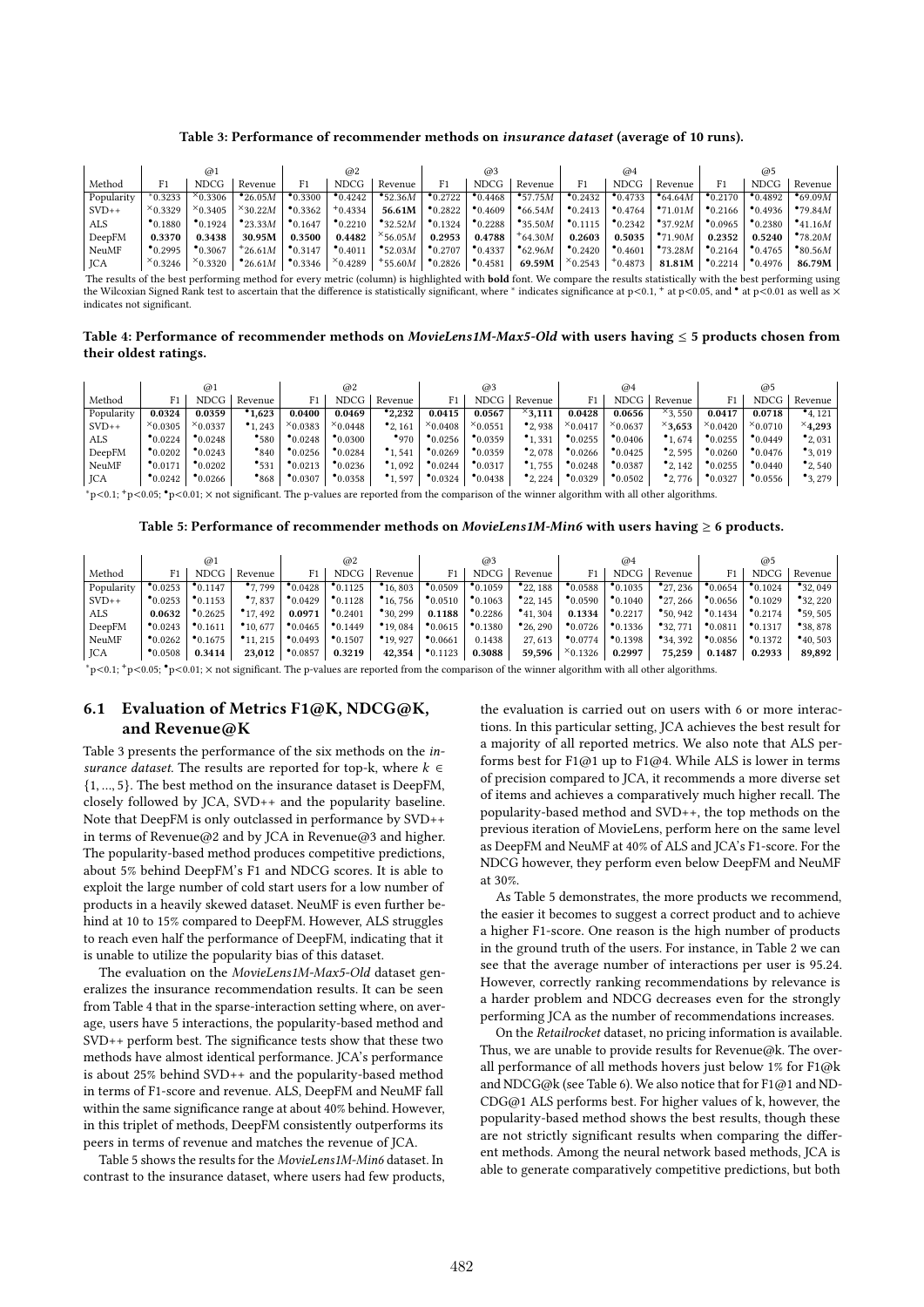**Table 3: Performance of recommender methods on *insurance dataset* (average of 10 runs).**

| | @1 | | | @2 | | | @3 | | | @4 | | | @5 | | |
|---|---|---|---|---|---|---|---|---|---|---|---|---|---|---|---|
| Method | F1 | NDCG | Revenue | F1 | NDCG | Revenue | F1 | NDCG | Revenue | F1 | NDCG | Revenue | F1 | NDCG | Revenue |
| Popularity | $^{*}$0.3233 | $^{\times}$0.3306 | $^{\bullet}$26.05*M* | $^{\bullet}$0.3300 | $^{\bullet}$0.4242 | $^{\bullet}$52.36*M* | $^{\bullet}$0.2722 | $^{\bullet}$0.4468 | $^{\bullet}$57.75*M* | $^{\bullet}$0.2432 | $^{\bullet}$0.4733 | $^{\bullet}$64.64*M* | $^{\bullet}$0.2170 | $^{\bullet}$0.4892 | $^{\bullet}$69.09*M* |
| SVD++ | $^{\times}$0.3329 | $^{\times}$0.3405 | $^{\times}$30.22*M* | $^{\bullet}$0.3362 | $^{+}$0.4334 | **56.61M** | $^{\bullet}$0.2822 | $^{\bullet}$0.4609 | $^{\bullet}$66.54*M* | $^{\bullet}$0.2413 | $^{\bullet}$0.4764 | $^{\bullet}$71.01*M* | $^{\bullet}$0.2166 | $^{\bullet}$0.4936 | $^{\bullet}$79.84*M* |
| ALS | $^{\bullet}$0.1880 | $^{\bullet}$0.1924 | $^{\bullet}$23.33*M* | $^{\bullet}$0.1647 | $^{\bullet}$0.2210 | $^{\bullet}$32.52*M* | $^{\bullet}$0.1324 | $^{\bullet}$0.2288 | $^{\bullet}$35.50*M* | $^{\bullet}$0.1115 | $^{\bullet}$0.2342 | $^{\bullet}$37.92*M* | $^{\bullet}$0.0965 | $^{\bullet}$0.2380 | $^{\bullet}$41.16*M* |
| DeepFM | **0.3370** | **0.3438** | **30.95M** | **0.3500** | **0.4482** | $^{\times}$56.05*M* | **0.2953** | **0.4788** | $^{+}$64.30*M* | **0.2603** | **0.5035** | $^{\bullet}$71.90*M* | **0.2352** | **0.5240** | $^{\bullet}$78.20*M* |
| NeuMF | $^{\bullet}$0.2995 | $^{\bullet}$0.3067 | $^{+}$26.61*M* | $^{\bullet}$0.3147 | $^{\bullet}$0.4011 | $^{\bullet}$52.03*M* | $^{\bullet}$0.2707 | $^{\bullet}$0.4337 | $^{\bullet}$62.96*M* | $^{\bullet}$0.2420 | $^{\bullet}$0.4601 | $^{\bullet}$73.28*M* | $^{\bullet}$0.2164 | $^{\bullet}$0.4765 | $^{\bullet}$80.56*M* |
| JCA | $^{\times}$0.3246 | $^{\times}$0.3320 | $^{\bullet}$26.61*M* | $^{\bullet}$0.3346 | $^{\times}$0.4289 | $^{+}$55.60*M* | $^{\bullet}$0.2826 | $^{\bullet}$0.4581 | **69.59M** | $^{\times}$0.2543 | $^{+}$0.4873 | **81.81M** | $^{\bullet}$0.2214 | $^{\bullet}$0.4976 | **86.79M** |

The results of the best performing method for every metric (column) is highlighted with **bold** font. We compare the results statistically with the best performing using the Wilcoxian Signed Rank test to ascertain that the difference is statistically significant, where $^{*}$ indicates significance at p<0.1, $^{+}$ at p<0.05, and $^{\bullet}$ at p<0.01 as well as $\times$ indicates not significant.

**Table 4: Performance of recommender methods on *MovieLens1M-Max5-Old* with users having ≤ 5 products chosen from their oldest ratings.**

| | @1 | | | @2 | | | @3 | | | @4 | | | @5 | | |
|---|---|---|---|---|---|---|---|---|---|---|---|---|---|---|---|
| Method | F1 | NDCG | Revenue | F1 | NDCG | Revenue | F1 | NDCG | Revenue | F1 | NDCG | Revenue | F1 | NDCG | Revenue |
| Popularity | **0.0324** | **0.0359** | $^{\bullet}$**1,623** | **0.0400** | **0.0469** | $^{\bullet}$**2,232** | **0.0415** | **0.0567** | $^{\times}$**3,111** | **0.0428** | **0.0656** | $^{\times}$3,550 | **0.0417** | **0.0718** | $^{\bullet}$4,121 |
| SVD++ | $^{\times}$0.0305 | $^{\times}$0.0337 | $^{\bullet}$1,243 | $^{\times}$0.0383 | $^{\times}$0.0448 | $^{\bullet}$2,161 | $^{\times}$0.0408 | $^{\times}$0.0551 | $^{\bullet}$2,938 | $^{\times}$0.0417 | $^{\times}$0.0637 | $^{\times}$**3,653** | $^{\times}$0.0420 | $^{\times}$0.0710 | $^{\times}$**4,293** |
| ALS | $^{\bullet}$0.0224 | $^{\bullet}$0.0248 | $^{\bullet}$580 | $^{\bullet}$0.0248 | $^{\bullet}$0.0300 | $^{\bullet}$970 | $^{\bullet}$0.0256 | $^{\bullet}$0.0359 | $^{\bullet}$1,331 | $^{\bullet}$0.0255 | $^{\bullet}$0.0406 | $^{\bullet}$1,674 | $^{\bullet}$0.0255 | $^{\bullet}$0.0449 | $^{\bullet}$2,031 |
| DeepFM | $^{\bullet}$0.0202 | $^{\bullet}$0.0243 | $^{\bullet}$840 | $^{\bullet}$0.0256 | $^{\bullet}$0.0284 | $^{\bullet}$1,541 | $^{\bullet}$0.0269 | $^{\bullet}$0.0359 | $^{\bullet}$2,078 | $^{\bullet}$0.0266 | $^{\bullet}$0.0425 | $^{\bullet}$2,595 | $^{\bullet}$0.0260 | $^{\bullet}$0.0476 | $^{\bullet}$3,019 |
| NeuMF | $^{\bullet}$0.0171 | $^{\bullet}$0.0202 | $^{\bullet}$531 | $^{\bullet}$0.0213 | $^{\bullet}$0.0236 | $^{\bullet}$1,092 | $^{\bullet}$0.0244 | $^{\bullet}$0.0317 | $^{\bullet}$1,755 | $^{\bullet}$0.0248 | $^{\bullet}$0.0387 | $^{\bullet}$2,142 | $^{\bullet}$0.0255 | $^{\bullet}$0.0440 | $^{\bullet}$2,540 |
| JCA | $^{\bullet}$0.0242 | $^{\bullet}$0.0266 | $^{\bullet}$868 | $^{\bullet}$0.0307 | $^{\bullet}$0.0358 | $^{\bullet}$1,597 | $^{\bullet}$0.0324 | $^{\bullet}$0.0438 | $^{\bullet}$2,224 | $^{\bullet}$0.0329 | $^{\bullet}$0.0502 | $^{\bullet}$2,776 | $^{\bullet}$0.0327 | $^{\bullet}$0.0556 | $^{\bullet}$3,279 |

$^{*}$p<0.1; $^{+}$p<0.05; $^{\bullet}$p<0.01; $\times$ not significant. The p-values are reported from the comparison of the winner algorithm with all other algorithms.

**Table 5: Performance of recommender methods on *MovieLens1M-Min6* with users having ≥ 6 products.**

| | @1 | | | @2 | | | @3 | | | @4 | | | @5 | | |
|---|---|---|---|---|---|---|---|---|---|---|---|---|---|---|---|
| Method | F1 | NDCG | Revenue | F1 | NDCG | Revenue | F1 | NDCG | Revenue | F1 | NDCG | Revenue | F1 | NDCG | Revenue |
| Popularity | $^{\bullet}$0.0253 | $^{\bullet}$0.1147 | $^{\bullet}$7,799 | $^{\bullet}$0.0428 | $^{\bullet}$0.1125 | $^{\bullet}$16,803 | $^{\bullet}$0.0509 | $^{\bullet}$0.1059 | $^{\bullet}$22,188 | $^{\bullet}$0.0588 | $^{\bullet}$0.1035 | $^{\bullet}$27,236 | $^{\bullet}$0.0654 | $^{\bullet}$0.1024 | $^{\bullet}$32,049 |
| SVD++ | $^{\bullet}$0.0253 | $^{\bullet}$0.1153 | $^{\bullet}$7,837 | $^{\bullet}$0.0429 | $^{\bullet}$0.1128 | $^{\bullet}$16,756 | $^{\bullet}$0.0510 | $^{\bullet}$0.1063 | $^{\bullet}$22,145 | $^{\bullet}$0.0590 | $^{\bullet}$0.1040 | $^{\bullet}$27,266 | $^{\bullet}$0.0656 | $^{\bullet}$0.1029 | $^{\bullet}$32,220 |
| ALS | **0.0632** | $^{\bullet}$0.2625 | $^{\bullet}$17,492 | **0.0971** | $^{\bullet}$0.2401 | $^{\bullet}$30,299 | **0.1188** | $^{\bullet}$0.2286 | $^{\bullet}$41,304 | **0.1334** | $^{\bullet}$0.2217 | $^{\bullet}$50,942 | $^{\bullet}$0.1434 | $^{\bullet}$0.2174 | $^{\bullet}$59,505 |
| DeepFM | $^{\bullet}$0.0243 | $^{\bullet}$0.1611 | $^{\bullet}$10,677 | $^{\bullet}$0.0465 | $^{\bullet}$0.1449 | $^{\bullet}$19,084 | $^{\bullet}$0.0615 | $^{\bullet}$0.1380 | $^{\bullet}$26,290 | $^{\bullet}$0.0726 | $^{\bullet}$0.1336 | $^{\bullet}$32,771 | $^{\bullet}$0.0811 | $^{\bullet}$0.1317 | $^{\bullet}$38,878 |
| NeuMF | $^{\bullet}$0.0262 | $^{\bullet}$0.1675 | $^{\bullet}$11,215 | $^{\bullet}$0.0493 | $^{\bullet}$0.1507 | $^{\bullet}$19,927 | $^{\bullet}$0.0661 | 0.1438 | 27,613 | $^{\bullet}$0.0774 | $^{\bullet}$0.1398 | $^{\bullet}$34,392 | $^{\bullet}$0.0856 | $^{\bullet}$0.1372 | $^{\bullet}$40,503 |
| JCA | $^{\bullet}$0.0508 | **0.3414** | **23,012** | $^{\bullet}$0.0857 | **0.3219** | **42,354** | $^{\bullet}$0.1123 | **0.3088** | **59,596** | $^{\times}$0.1326 | **0.2997** | **75,259** | **0.1487** | **0.2933** | **89,892** |

$^{*}$p<0.1; $^{+}$p<0.05; $^{\bullet}$p<0.01; $\times$ not significant. The p-values are reported from the comparison of the winner algorithm with all other algorithms.

## 6.1 Evaluation of Metrics F1@K, NDCG@K, and Revenue@K

Table 3 presents the performance of the six methods on the *insurance dataset*. The results are reported for top-k, where $k \in \{1, ..., 5\}$. The best method on the insurance dataset is DeepFM, closely followed by JCA, SVD++ and the popularity baseline. Note that DeepFM is only outclassed in performance by SVD++ in terms of Revenue@2 and by JCA in Revenue@3 and higher. The popularity-based method produces competitive predictions, about 5% behind DeepFM's F1 and NDCG scores. It is able to exploit the large number of cold start users for a low number of products in a heavily skewed dataset. NeuMF is even further behind at 10 to 15% compared to DeepFM. However, ALS struggles to reach even half the performance of DeepFM, indicating that it is unable to utilize the popularity bias of this dataset.

The evaluation on the *MovieLens1M-Max5-Old* dataset generalizes the insurance recommendation results. It can be seen from Table 4 that in the sparse-interaction setting where, on average, users have 5 interactions, the popularity-based method and SVD++ perform best. The significance tests show that these two methods have almost identical performance. JCA's performance is about 25% behind SVD++ and the popularity-based method in terms of F1-score and revenue. ALS, DeepFM and NeuMF fall within the same significance range at about 40% behind. However, in this triplet of methods, DeepFM consistently outperforms its peers in terms of revenue and matches the revenue of JCA.

Table 5 shows the results for the *MovieLens1M-Min6* dataset. In contrast to the insurance dataset, where users had few products, the evaluation is carried out on users with 6 or more interactions. In this particular setting, JCA achieves the best result for a majority of all reported metrics. We also note that ALS performs best for F1@1 up to F1@4. While ALS is lower in terms of precision compared to JCA, it recommends a more diverse set of items and achieves a comparatively much higher recall. The popularity-based method and SVD++, the top methods on the previous iteration of MovieLens, perform here on the same level as DeepFM and NeuMF at 40% of ALS and JCA's F1-score. For the NDCG however, they perform even below DeepFM and NeuMF at 30%.

As Table 5 demonstrates, the more products we recommend, the easier it becomes to suggest a correct product and to achieve a higher F1-score. One reason is the high number of products in the ground truth of the users. For instance, in Table 2 we can see that the average number of interactions per user is 95.24. However, correctly ranking recommendations by relevance is a harder problem and NDCG decreases even for the strongly performing JCA as the number of recommendations increases.

On the *Retailrocket* dataset, no pricing information is available. Thus, we are unable to provide results for Revenue@k. The overall performance of all methods hovers just below 1% for F1@k and NDCG@k (see Table 6). We also notice that for F1@1 and NDCDG@1 ALS performs best. For higher values of k, however, the popularity-based method shows the best results, though these are not strictly significant results when comparing the different methods. Among the neural network based methods, JCA is able to generate comparatively competitive predictions, but both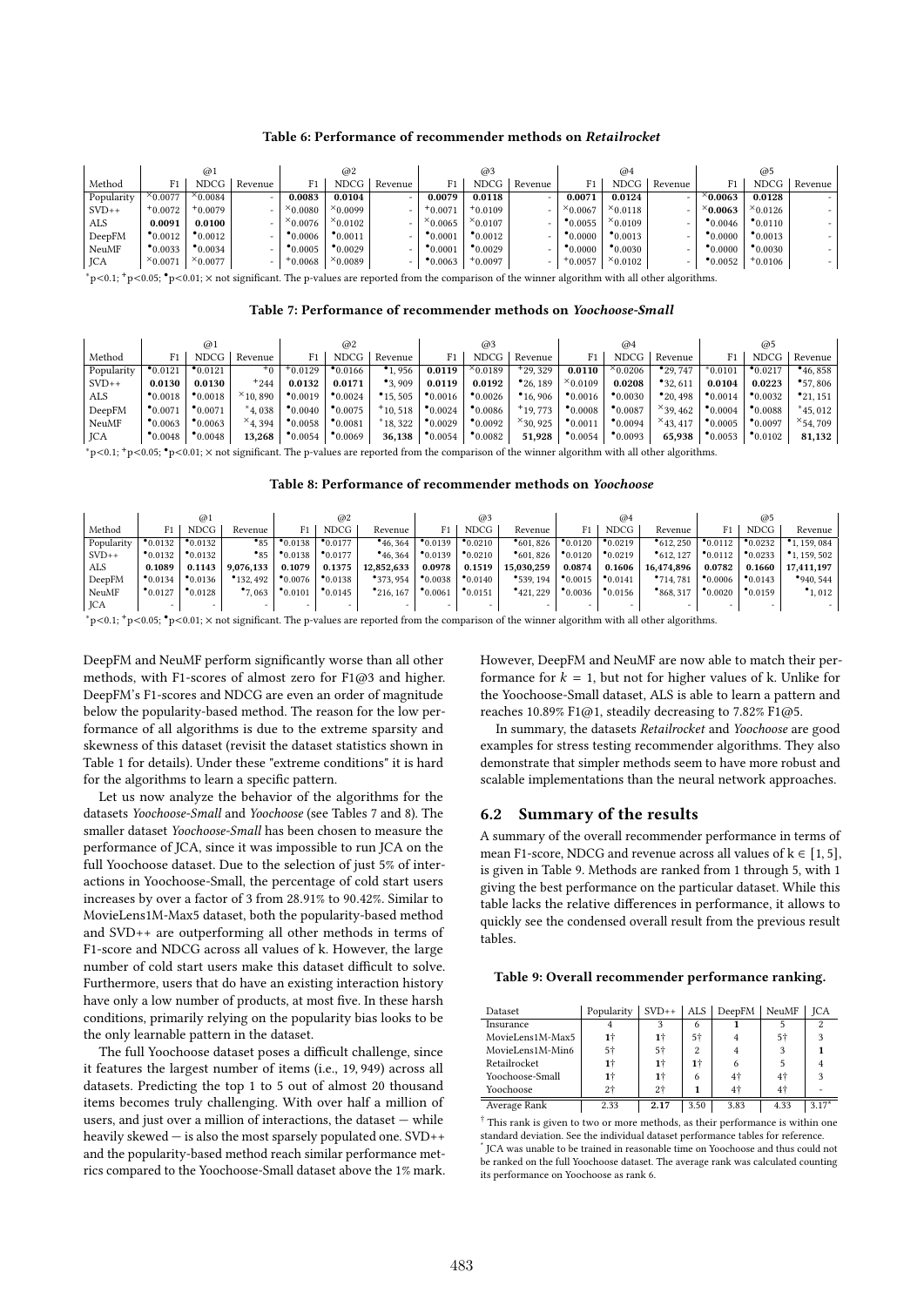**Table 6: Performance of recommender methods on *Retailrocket***

| | @1 | | | @2 | | | @3 | | | @4 | | | @5 | | |
|---|---|---|---|---|---|---|---|---|---|---|---|---|---|---|---|
| Method | F1 | NDCG | Revenue | F1 | NDCG | Revenue | F1 | NDCG | Revenue | F1 | NDCG | Revenue | F1 | NDCG | Revenue |
| Popularity | ×0.0077 | ×0.0084 | - | **0.0083** | **0.0104** | - | **0.0079** | **0.0118** | - | **0.0071** | **0.0124** | - | ×**0.0063** | **0.0128** | - |
| SVD++ | +0.0072 | +0.0079 | - | ×0.0080 | ×0.0099 | - | +0.0071 | +0.0109 | - | ×0.0067 | ×0.0118 | - | ×**0.0063** | ×0.0126 | - |
| ALS | **0.0091** | **0.0100** | - | ×0.0076 | ×0.0102 | - | ×0.0065 | ×0.0107 | - | •0.0055 | ×0.0109 | - | •0.0046 | •0.0110 | - |
| DeepFM | •0.0012 | •0.0012 | - | •0.0006 | •0.0011 | - | •0.0001 | •0.0012 | - | •0.0000 | •0.0013 | - | •0.0000 | •0.0013 | - |
| NeuMF | •0.0033 | •0.0034 | - | •0.0005 | •0.0029 | - | •0.0001 | •0.0029 | - | •0.0000 | •0.0030 | - | •0.0000 | •0.0030 | - |
| JCA | ×0.0071 | ×0.0077 | - | +0.0068 | ×0.0089 | - | •0.0063 | +0.0097 | - | +0.0057 | ×0.0102 | - | •0.0052 | +0.0106 | - |

*p<0.1; +p<0.05; •p<0.01; × not significant. The p-values are reported from the comparison of the winner algorithm with all other algorithms.

**Table 7: Performance of recommender methods on *Yoochoose-Small***

| | @1 | | | @2 | | | @3 | | | @4 | | | @5 | | |
|---|---|---|---|---|---|---|---|---|---|---|---|---|---|---|---|
| Method | F1 | NDCG | Revenue | F1 | NDCG | Revenue | F1 | NDCG | Revenue | F1 | NDCG | Revenue | F1 | NDCG | Revenue |
| Popularity | •0.0121 | •0.0121 | +0 | +0.0129 | •0.0166 | •1,956 | **0.0119** | ×0.0189 | +29,329 | **0.0110** | ×0.0206 | •29,747 | ×0.0101 | •0.0217 | •46,858 |
| SVD++ | **0.0130** | **0.0130** | +244 | **0.0132** | **0.0171** | •3,909 | **0.0119** | **0.0192** | •26,189 | ×0.0109 | **0.0208** | •32,611 | **0.0104** | **0.0223** | •57,806 |
| ALS | •0.0018 | •0.0018 | ×10,890 | •0.0019 | •0.0024 | •15,505 | •0.0016 | •0.0026 | •16,906 | •0.0016 | •0.0030 | •20,498 | •0.0014 | •0.0032 | •21,151 |
| DeepFM | •0.0071 | •0.0071 | *4,038 | •0.0040 | •0.0075 | +10,518 | •0.0024 | •0.0086 | +19,773 | •0.0008 | •0.0087 | ×39,462 | •0.0004 | •0.0088 | *45,012 |
| NeuMF | •0.0063 | •0.0063 | ×4,394 | •0.0058 | •0.0081 | *18,322 | •0.0029 | •0.0092 | ×30,925 | •0.0011 | •0.0094 | ×43,417 | •0.0005 | •0.0097 | ×54,709 |
| JCA | •0.0048 | •0.0048 | **13,268** | •0.0054 | •0.0069 | **36,138** | •0.0054 | •0.0082 | **51,928** | •0.0054 | •0.0093 | **65,938** | •0.0053 | •0.0102 | **81,132** |

*p<0.1; +p<0.05; •p<0.01; × not significant. The p-values are reported from the comparison of the winner algorithm with all other algorithms.

**Table 8: Performance of recommender methods on *Yoochoose***

| | @1 | | | @2 | | | @3 | | | @4 | | | @5 | | |
|---|---|---|---|---|---|---|---|---|---|---|---|---|---|---|---|
| Method | F1 | NDCG | Revenue | F1 | NDCG | Revenue | F1 | NDCG | Revenue | F1 | NDCG | Revenue | F1 | NDCG | Revenue |
| Popularity | •0.0132 | •0.0132 | •85 | •0.0138 | •0.0177 | •46,364 | •0.0139 | •0.0210 | •601,826 | •0.0120 | •0.0219 | •612,250 | •0.0112 | •0.0232 | •1,159,084 |
| SVD++ | •0.0132 | •0.0132 | •85 | •0.0138 | •0.0177 | •46,364 | •0.0139 | •0.0210 | •601,826 | •0.0120 | •0.0219 | •612,127 | •0.0112 | •0.0233 | •1,159,502 |
| ALS | **0.1089** | **0.1143** | **9,076,133** | **0.1079** | **0.1375** | **12,852,633** | **0.0978** | **0.1519** | **15,030,259** | **0.0874** | **0.1606** | **16,474,896** | **0.0782** | **0.1660** | **17,411,197** |
| DeepFM | •0.0134 | •0.0136 | •132,492 | •0.0076 | •0.0138 | •373,954 | •0.0038 | •0.0140 | •539,194 | •0.0015 | •0.0141 | •714,781 | •0.0006 | •0.0143 | •940,544 |
| NeuMF | •0.0127 | •0.0128 | •7,063 | •0.0101 | •0.0145 | •216,167 | •0.0061 | •0.0151 | •421,229 | •0.0036 | •0.0156 | •868,317 | •0.0020 | •0.0159 | •1,012 |
| JCA | - | - | - | - | - | - | - | - | - | - | - | - | - | - | - |

*p<0.1; +p<0.05; •p<0.01; × not significant. The p-values are reported from the comparison of the winner algorithm with all other algorithms.

DeepFM and NeuMF perform significantly worse than all other methods, with F1-scores of almost zero for F1@3 and higher. DeepFM's F1-scores and NDCG are even an order of magnitude below the popularity-based method. The reason for the low performance of all algorithms is due to the extreme sparsity and skewness of this dataset (revisit the dataset statistics shown in Table 1 for details). Under these "extreme conditions" it is hard for the algorithms to learn a specific pattern.

Let us now analyze the behavior of the algorithms for the datasets *Yoochoose-Small* and *Yoochoose* (see Tables 7 and 8). The smaller dataset *Yoochoose-Small* has been chosen to measure the performance of JCA, since it was impossible to run JCA on the full Yoochoose dataset. Due to the selection of just 5% of interactions in Yoochoose-Small, the percentage of cold start users increases by over a factor of 3 from 28.91% to 90.42%. Similar to MovieLens1M-Max5 dataset, both the popularity-based method and SVD++ are outperforming all other methods in terms of F1-score and NDCG across all values of k. However, the large number of cold start users make this dataset difficult to solve. Furthermore, users that do have an existing interaction history have only a low number of products, at most five. In these harsh conditions, primarily relying on the popularity bias looks to be the only learnable pattern in the dataset.

The full Yoochoose dataset poses a difficult challenge, since it features the largest number of items (i.e., 19,949) across all datasets. Predicting the top 1 to 5 out of almost 20 thousand items becomes truly challenging. With over half a million of users, and just over a million of interactions, the dataset — while heavily skewed — is also the most sparsely populated one. SVD++ and the popularity-based method reach similar performance metrics compared to the Yoochoose-Small dataset above the 1% mark. However, DeepFM and NeuMF are now able to match their performance for $k = 1$, but not for higher values of k. Unlike for the Yoochoose-Small dataset, ALS is able to learn a pattern and reaches 10.89% F1@1, steadily decreasing to 7.82% F1@5.

In summary, the datasets *Retailrocket* and *Yoochoose* are good examples for stress testing recommender algorithms. They also demonstrate that simpler methods seem to have more robust and scalable implementations than the neural network approaches.

## 6.2 Summary of the results

A summary of the overall recommender performance in terms of mean F1-score, NDCG and revenue across all values of $k \in [1, 5]$, is given in Table 9. Methods are ranked from 1 through 5, with 1 giving the best performance on the particular dataset. While this table lacks the relative differences in performance, it allows to quickly see the condensed overall result from the previous result tables.

**Table 9: Overall recommender performance ranking.**

| Dataset | Popularity | SVD++ | ALS | DeepFM | NeuMF | JCA |
|---|---|---|---|---|---|---|
| Insurance | 4 | 3 | 6 | **1** | 5 | 2 |
| MovieLens1M-Max5 | **1**† | **1**† | 5† | 4 | 5† | 3 |
| MovieLens1M-Min6 | 5† | 5† | 2 | 4 | 3 | **1** |
| Retailrocket | **1**† | **1**† | **1**† | 6 | 5 | 4 |
| Yoochoose-Small | **1**† | **1**† | 6 | 4† | 4† | 3 |
| Yoochoose | 2† | 2† | **1** | 4† | 4† | - |
| Average Rank | 2.33 | **2.17** | 3.50 | 3.83 | 4.33 | 3.17* |

† This rank is given to two or more methods, as their performance is within one standard deviation. See the individual dataset performance tables for reference.
\* JCA was unable to be trained in reasonable time on Yoochoose and thus could not be ranked on the full Yoochoose dataset. The average rank was calculated counting its performance on Yoochoose as rank 6.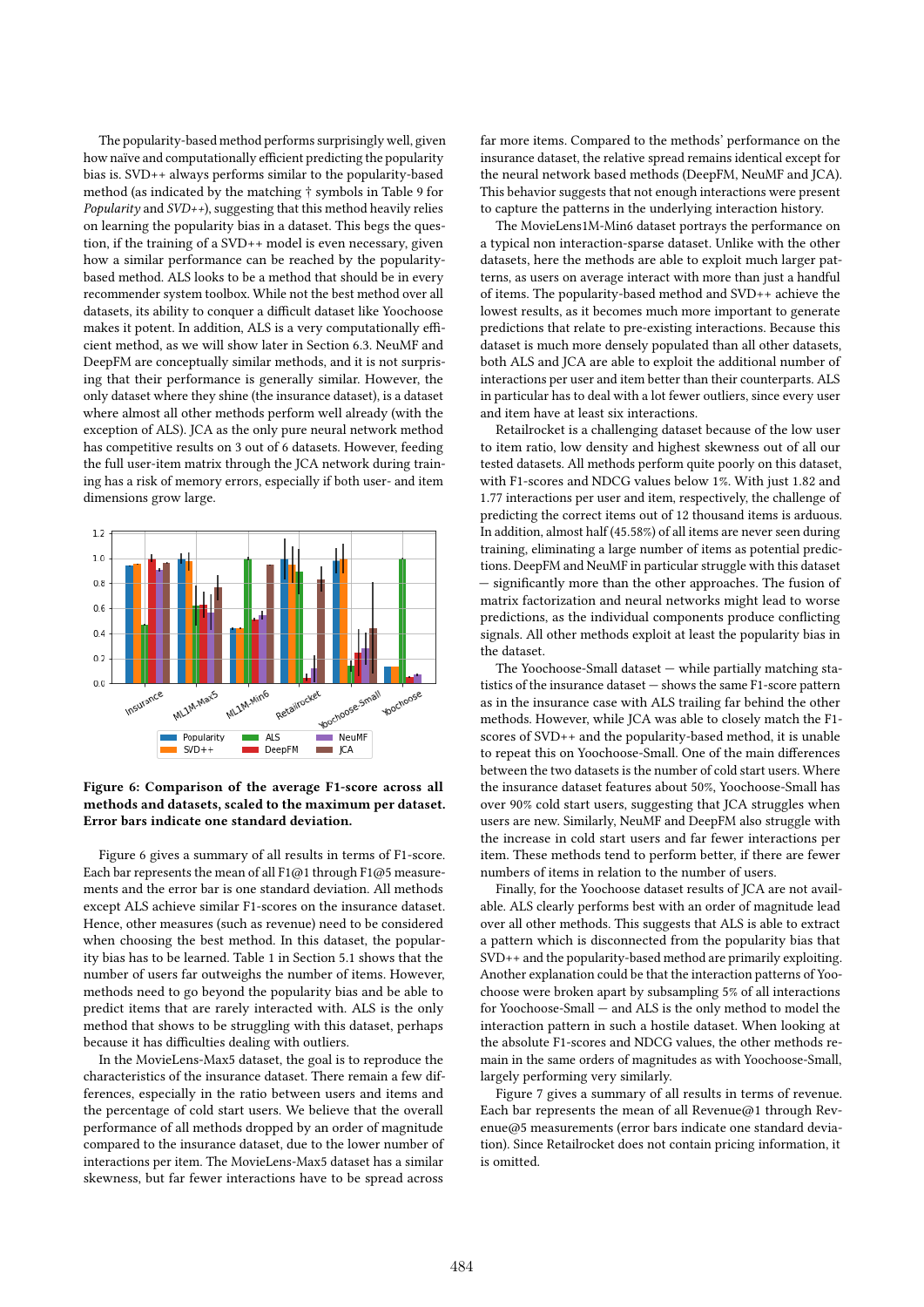The popularity-based method performs surprisingly well, given how naïve and computationally efficient predicting the popularity bias is. SVD++ always performs similar to the popularity-based method (as indicated by the matching † symbols in Table 9 for *Popularity* and *SVD++*), suggesting that this method heavily relies on learning the popularity bias in a dataset. This begs the question, if the training of a SVD++ model is even necessary, given how a similar performance can be reached by the popularity-based method. ALS looks to be a method that should be in every recommender system toolbox. While not the best method over all datasets, its ability to conquer a difficult dataset like Yoochoose makes it potent. In addition, ALS is a very computationally efficient method, as we will show later in Section 6.3. NeuMF and DeepFM are conceptually similar methods, and it is not surprising that their performance is generally similar. However, the only dataset where they shine (the insurance dataset), is a dataset where almost all other methods perform well already (with the exception of ALS). JCA as the only pure neural network method has competitive results on 3 out of 6 datasets. However, feeding the full user-item matrix through the JCA network during training has a risk of memory errors, especially if both user- and item dimensions grow large.

**Figure 6: Comparison of the average F1-score across all methods and datasets, scaled to the maximum per dataset. Error bars indicate one standard deviation.**

Figure 6 gives a summary of all results in terms of F1-score. Each bar represents the mean of all F1@1 through F1@5 measurements and the error bar is one standard deviation. All methods except ALS achieve similar F1-scores on the insurance dataset. Hence, other measures (such as revenue) need to be considered when choosing the best method. In this dataset, the popularity bias has to be learned. Table 1 in Section 5.1 shows that the number of users far outweighs the number of items. However, methods need to go beyond the popularity bias and be able to predict items that are rarely interacted with. ALS is the only method that shows to be struggling with this dataset, perhaps because it has difficulties dealing with outliers.

In the MovieLens-Max5 dataset, the goal is to reproduce the characteristics of the insurance dataset. There remain a few differences, especially in the ratio between users and items and the percentage of cold start users. We believe that the overall performance of all methods dropped by an order of magnitude compared to the insurance dataset, due to the lower number of interactions per item. The MovieLens-Max5 dataset has a similar skewness, but far fewer interactions have to be spread across far more items. Compared to the methods' performance on the insurance dataset, the relative spread remains identical except for the neural network based methods (DeepFM, NeuMF and JCA). This behavior suggests that not enough interactions were present to capture the patterns in the underlying interaction history.

The MovieLens1M-Min6 dataset portrays the performance on a typical non interaction-sparse dataset. Unlike with the other datasets, here the methods are able to exploit much larger patterns, as users on average interact with more than just a handful of items. The popularity-based method and SVD++ achieve the lowest results, as it becomes much more important to generate predictions that relate to pre-existing interactions. Because this dataset is much more densely populated than all other datasets, both ALS and JCA are able to exploit the additional number of interactions per user and item better than their counterparts. ALS in particular has to deal with a lot fewer outliers, since every user and item have at least six interactions.

Retailrocket is a challenging dataset because of the low user to item ratio, low density and highest skewness out of all our tested datasets. All methods perform quite poorly on this dataset, with F1-scores and NDCG values below 1%. With just 1.82 and 1.77 interactions per user and item, respectively, the challenge of predicting the correct items out of 12 thousand items is arduous. In addition, almost half (45.58%) of all items are never seen during training, eliminating a large number of items as potential predictions. DeepFM and NeuMF in particular struggle with this dataset — significantly more than the other approaches. The fusion of matrix factorization and neural networks might lead to worse predictions, as the individual components produce conflicting signals. All other methods exploit at least the popularity bias in the dataset.

The Yoochoose-Small dataset — while partially matching statistics of the insurance dataset — shows the same F1-score pattern as in the insurance case with ALS trailing far behind the other methods. However, while JCA was able to closely match the F1-scores of SVD++ and the popularity-based method, it is unable to repeat this on Yoochoose-Small. One of the main differences between the two datasets is the number of cold start users. Where the insurance dataset features about 50%, Yoochoose-Small has over 90% cold start users, suggesting that JCA struggles when users are new. Similarly, NeuMF and DeepFM also struggle with the increase in cold start users and far fewer interactions per item. These methods tend to perform better, if there are fewer numbers of items in relation to the number of users.

Finally, for the Yoochoose dataset results of JCA are not available. ALS clearly performs best with an order of magnitude lead over all other methods. This suggests that ALS is able to extract a pattern which is disconnected from the popularity bias that SVD++ and the popularity-based method are primarily exploiting. Another explanation could be that the interaction patterns of Yoochoose were broken apart by subsampling 5% of all interactions for Yoochoose-Small — and ALS is the only method to model the interaction pattern in such a hostile dataset. When looking at the absolute F1-scores and NDCG values, the other methods remain in the same orders of magnitudes as with Yoochoose-Small, largely performing very similarly.

Figure 7 gives a summary of all results in terms of revenue. Each bar represents the mean of all Revenue@1 through Revenue@5 measurements (error bars indicate one standard deviation). Since Retailrocket does not contain pricing information, it is omitted.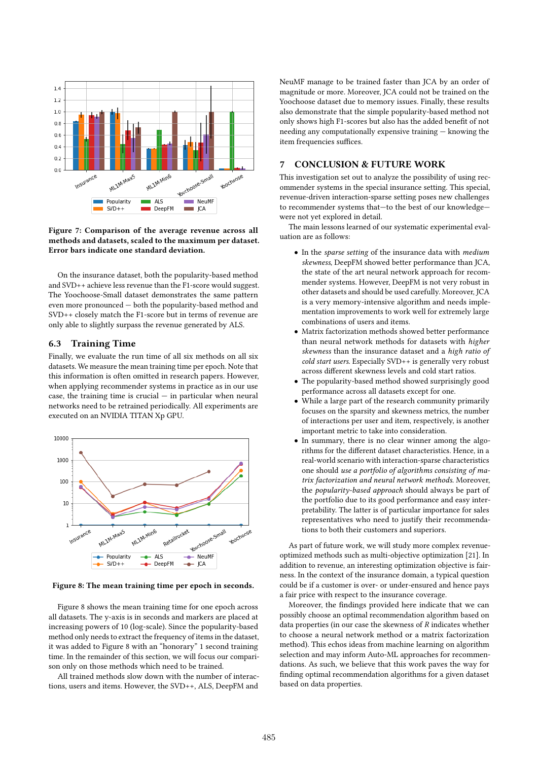Figure 7: Comparison of the average revenue across all methods and datasets, scaled to the maximum per dataset. Error bars indicate one standard deviation.

On the insurance dataset, both the popularity-based method and SVD++ achieve less revenue than the F1-score would suggest. The Yoochoose-Small dataset demonstrates the same pattern even more pronounced — both the popularity-based method and SVD++ closely match the F1-score but in terms of revenue are only able to slightly surpass the revenue generated by ALS.

### 6.3 Training Time

Finally, we evaluate the run time of all six methods on all six datasets. We measure the mean training time per epoch. Note that this information is often omitted in research papers. However, when applying recommender systems in practice as in our use case, the training time is crucial — in particular when neural networks need to be retrained periodically. All experiments are executed on an NVIDIA TITAN Xp GPU.

Figure 8: The mean training time per epoch in seconds.

Figure 8 shows the mean training time for one epoch across all datasets. The y-axis is in seconds and markers are placed at increasing powers of 10 (log-scale). Since the popularity-based method only needs to extract the frequency of items in the dataset, it was added to Figure 8 with an "honorary" 1 second training time. In the remainder of this section, we will focus our comparison only on those methods which need to be trained.

All trained methods slow down with the number of interactions, users and items. However, the SVD++, ALS, DeepFM and NeuMF manage to be trained faster than JCA by an order of magnitude or more. Moreover, JCA could not be trained on the Yoochoose dataset due to memory issues. Finally, these results also demonstrate that the simple popularity-based method not only shows high F1-scores but also has the added benefit of not needing any computationally expensive training — knowing the item frequencies suffices.

## 7 CONCLUSION & FUTURE WORK

This investigation set out to analyze the possibility of using recommender systems in the special insurance setting. This special, revenue-driven interaction-sparse setting poses new challenges to recommender systems that—to the best of our knowledge—were not yet explored in detail.

The main lessons learned of our systematic experimental evaluation are as follows:

- In the *sparse setting* of the insurance data with *medium skewness*, DeepFM showed better performance than JCA, the state of the art neural network approach for recommender systems. However, DeepFM is not very robust in other datasets and should be used carefully. Moreover, JCA is a very memory-intensive algorithm and needs implementation improvements to work well for extremely large combinations of users and items.
- Matrix factorization methods showed better performance than neural network methods for datasets with *higher skewness* than the insurance dataset and a *high ratio of cold start users*. Especially SVD++ is generally very robust across different skewness levels and cold start ratios.
- The popularity-based method showed surprisingly good performance across all datasets except for one.
- While a large part of the research community primarily focuses on the sparsity and skewness metrics, the number of interactions per user and item, respectively, is another important metric to take into consideration.
- In summary, there is no clear winner among the algorithms for the different dataset characteristics. Hence, in a real-world scenario with interaction-sparse characteristics one should *use a portfolio of algorithms consisting of matrix factorization and neural network methods*. Moreover, the *popularity-based approach* should always be part of the portfolio due to its good performance and easy interpretability. The latter is of particular importance for sales representatives who need to justify their recommendations to both their customers and superiors.

As part of future work, we will study more complex revenue-optimized methods such as multi-objective optimization [21]. In addition to revenue, an interesting optimization objective is fairness. In the context of the insurance domain, a typical question could be if a customer is over- or under-ensured and hence pays a fair price with respect to the insurance coverage.

Moreover, the findings provided here indicate that we can possibly choose an optimal recommendation algorithm based on data properties (in our case the skewness of $R$ indicates whether to choose a neural network method or a matrix factorization method). This echos ideas from machine learning on algorithm selection and may inform Auto-ML approaches for recommendations. As such, we believe that this work paves the way for finding optimal recommendation algorithms for a given dataset based on data properties.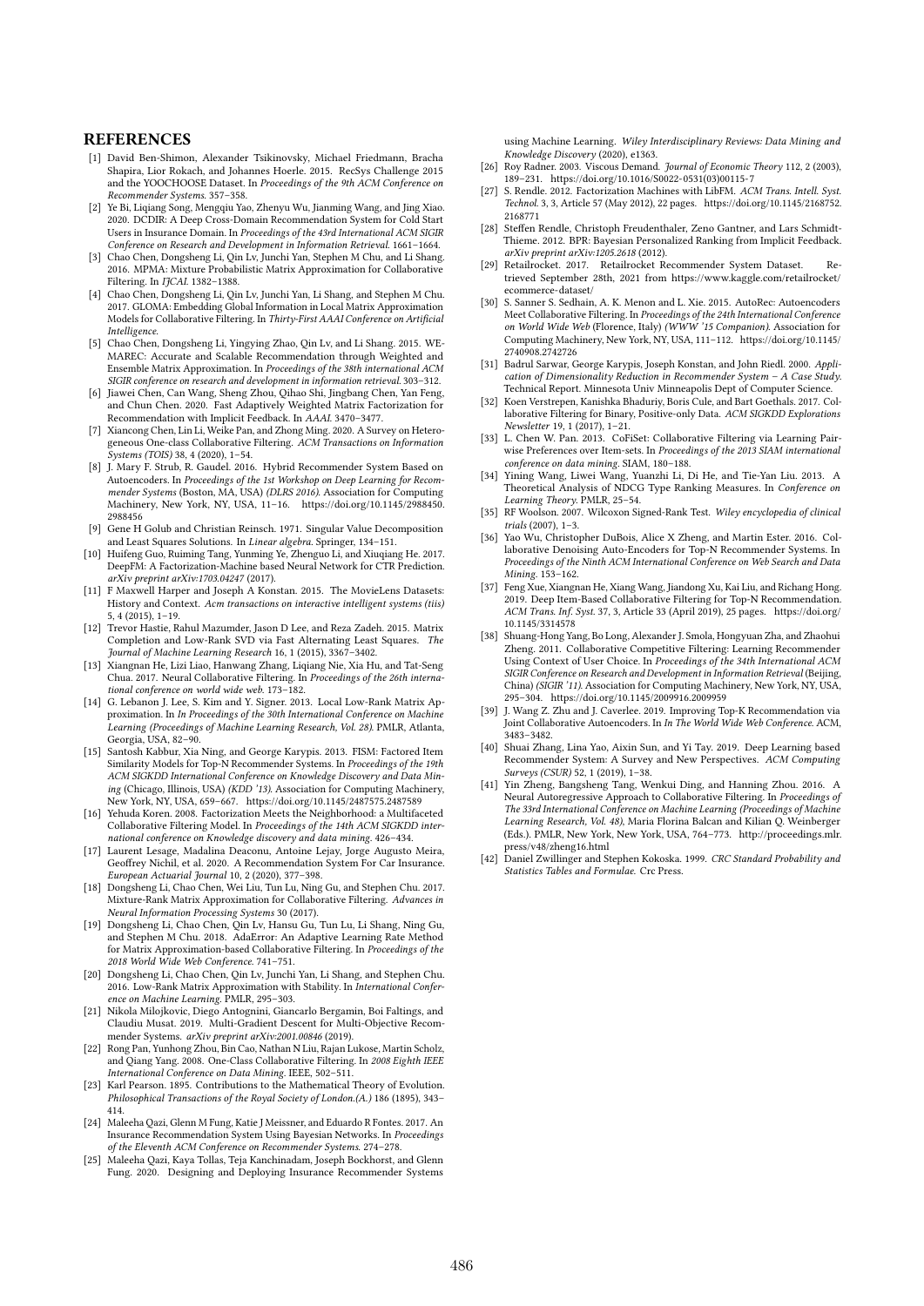## REFERENCES

- [1] David Ben-Shimon, Alexander Tsikinovsky, Michael Friedmann, Bracha Shapira, Lior Rokach, and Johannes Hoerle. 2015. RecSys Challenge 2015 and the YOOCHOOSE Dataset. In *Proceedings of the 9th ACM Conference on Recommender Systems*. 357–358.
- [2] Ye Bi, Liqiang Song, Mengqiu Yao, Zhenyu Wu, Jianming Wang, and Jing Xiao. 2020. DCDIR: A Deep Cross-Domain Recommendation System for Cold Start Users in Insurance Domain. In *Proceedings of the 43rd International ACM SIGIR Conference on Research and Development in Information Retrieval*. 1661–1664.
- [3] Chao Chen, Dongsheng Li, Qin Lv, Junchi Yan, Stephen M Chu, and Li Shang. 2016. MPMA: Mixture Probabilistic Matrix Approximation for Collaborative Filtering. In *IJCAI*. 1382–1388.
- [4] Chao Chen, Dongsheng Li, Qin Lv, Junchi Yan, Li Shang, and Stephen M Chu. 2017. GLOMA: Embedding Global Information in Local Matrix Approximation Models for Collaborative Filtering. In *Thirty-First AAAI Conference on Artificial Intelligence*.
- [5] Chao Chen, Dongsheng Li, Yingying Zhao, Qin Lv, and Li Shang. 2015. WEMAREC: Accurate and Scalable Recommendation through Weighted and Ensemble Matrix Approximation. In *Proceedings of the 38th international ACM SIGIR conference on research and development in information retrieval*. 303–312.
- [6] Jiawei Chen, Can Wang, Sheng Zhou, Qihao Shi, Jingbang Chen, Yan Feng, and Chun Chen. 2020. Fast Adaptively Weighted Matrix Factorization for Recommendation with Implicit Feedback. In *AAAI*. 3470–3477.
- [7] Xiancong Chen, Lin Li, Weike Pan, and Zhong Ming. 2020. A Survey on Heterogeneous One-class Collaborative Filtering. *ACM Transactions on Information Systems (TOIS)* 38, 4 (2020), 1–54.
- [8] J. Mary F. Strub, R. Gaudel. 2016. Hybrid Recommender System Based on Autoencoders. In *Proceedings of the 1st Workshop on Deep Learning for Recommender Systems* (Boston, MA, USA) *(DLRS 2016)*. Association for Computing Machinery, New York, NY, USA, 11–16. https://doi.org/10.1145/2988450.2988456
- [9] Gene H Golub and Christian Reinsch. 1971. Singular Value Decomposition and Least Squares Solutions. In *Linear algebra*. Springer, 134–151.
- [10] Huifeng Guo, Ruiming Tang, Yunming Ye, Zhenguo Li, and Xiuqiang He. 2017. DeepFM: A Factorization-Machine based Neural Network for CTR Prediction. *arXiv preprint arXiv:1703.04247* (2017).
- [11] F Maxwell Harper and Joseph A Konstan. 2015. The MovieLens Datasets: History and Context. *Acm transactions on interactive intelligent systems (tiis)* 5, 4 (2015), 1–19.
- [12] Trevor Hastie, Rahul Mazumder, Jason D Lee, and Reza Zadeh. 2015. Matrix Completion and Low-Rank SVD via Fast Alternating Least Squares. *The Journal of Machine Learning Research* 16, 1 (2015), 3367–3402.
- [13] Xiangnan He, Lizi Liao, Hanwang Zhang, Liqiang Nie, Xia Hu, and Tat-Seng Chua. 2017. Neural Collaborative Filtering. In *Proceedings of the 26th international conference on world wide web*. 173–182.
- [14] G. Lebanon J. Lee, S. Kim and Y. Signer. 2013. Local Low-Rank Matrix Approximation. In *In Proceedings of the 30th International Conference on Machine Learning (Proceedings of Machine Learning Research, Vol. 28)*. PMLR, Atlanta, Georgia, USA, 82–90.
- [15] Santosh Kabbur, Xia Ning, and George Karypis. 2013. FISM: Factored Item Similarity Models for Top-N Recommender Systems. In *Proceedings of the 19th ACM SIGKDD International Conference on Knowledge Discovery and Data Mining* (Chicago, Illinois, USA) *(KDD '13)*. Association for Computing Machinery, New York, NY, USA, 659–667. https://doi.org/10.1145/2487575.2487589
- [16] Yehuda Koren. 2008. Factorization Meets the Neighborhood: a Multifaceted Collaborative Filtering Model. In *Proceedings of the 14th ACM SIGKDD international conference on Knowledge discovery and data mining*. 426–434.
- [17] Laurent Lesage, Madalina Deaconu, Antoine Lejay, Jorge Augusto Meira, Geoffrey Nichil, et al. 2020. A Recommendation System For Car Insurance. *European Actuarial Journal* 10, 2 (2020), 377–398.
- [18] Dongsheng Li, Chao Chen, Wei Liu, Tun Lu, Ning Gu, and Stephen Chu. 2017. Mixture-Rank Matrix Approximation for Collaborative Filtering. *Advances in Neural Information Processing Systems* 30 (2017).
- [19] Dongsheng Li, Chao Chen, Qin Lv, Hansu Gu, Tun Lu, Li Shang, Ning Gu, and Stephen M Chu. 2018. AdaError: An Adaptive Learning Rate Method for Matrix Approximation-based Collaborative Filtering. In *Proceedings of the 2018 World Wide Web Conference*. 741–751.
- [20] Dongsheng Li, Chao Chen, Qin Lv, Junchi Yan, Li Shang, and Stephen Chu. 2016. Low-Rank Matrix Approximation with Stability. In *International Conference on Machine Learning*. PMLR, 295–303.
- [21] Nikola Milojkovic, Diego Antognini, Giancarlo Bergamin, Boi Faltings, and Claudiu Musat. 2019. Multi-Gradient Descent for Multi-Objective Recommender Systems. *arXiv preprint arXiv:2001.00846* (2019).
- [22] Rong Pan, Yunhong Zhou, Bin Cao, Nathan N Liu, Rajan Lukose, Martin Scholz, and Qiang Yang. 2008. One-Class Collaborative Filtering. In *2008 Eighth IEEE International Conference on Data Mining*. IEEE, 502–511.
- [23] Karl Pearson. 1895. Contributions to the Mathematical Theory of Evolution. *Philosophical Transactions of the Royal Society of London.(A.)* 186 (1895), 343–414.
- [24] Maleeha Qazi, Glenn M Fung, Katie J Meissner, and Eduardo R Fontes. 2017. An Insurance Recommendation System Using Bayesian Networks. In *Proceedings of the Eleventh ACM Conference on Recommender Systems*. 274–278.
- [25] Maleeha Qazi, Kaya Tollas, Teja Kanchinadam, Joseph Bockhorst, and Glenn Fung. 2020. Designing and Deploying Insurance Recommender Systems using Machine Learning. *Wiley Interdisciplinary Reviews: Data Mining and Knowledge Discovery* (2020), e1363.
- [26] Roy Radner. 2003. Viscous Demand. *Journal of Economic Theory* 112, 2 (2003), 189–231. https://doi.org/10.1016/S0022-0531(03)00115-7
- [27] S. Rendle. 2012. Factorization Machines with LibFM. *ACM Trans. Intell. Syst. Technol.* 3, 3, Article 57 (May 2012), 22 pages. https://doi.org/10.1145/2168752.2168771
- [28] Steffen Rendle, Christoph Freudenthaler, Zeno Gantner, and Lars Schmidt-Thieme. 2012. BPR: Bayesian Personalized Ranking from Implicit Feedback. *arXiv preprint arXiv:1205.2618* (2012).
- [29] Retailrocket. 2017. Retailrocket Recommender System Dataset. Retrieved September 28th, 2021 from https://www.kaggle.com/retailrocket/ecommerce-dataset/
- [30] S. Sanner S. Sedhain, A. K. Menon and L. Xie. 2015. AutoRec: Autoencoders Meet Collaborative Filtering. In *Proceedings of the 24th International Conference on World Wide Web* (Florence, Italy) *(WWW '15 Companion)*. Association for Computing Machinery, New York, NY, USA, 111–112. https://doi.org/10.1145/2740908.2742726
- [31] Badrul Sarwar, George Karypis, Joseph Konstan, and John Riedl. 2000. *Application of Dimensionality Reduction in Recommender System – A Case Study*. Technical Report. Minnesota Univ Minneapolis Dept of Computer Science.
- [32] Koen Verstrepen, Kanishka Bhaduriy, Boris Cule, and Bart Goethals. 2017. Collaborative Filtering for Binary, Positive-only Data. *ACM SIGKDD Explorations Newsletter* 19, 1 (2017), 1–21.
- [33] L. Chen W. Pan. 2013. CoFiSet: Collaborative Filtering via Learning Pairwise Preferences over Item-sets. In *Proceedings of the 2013 SIAM international conference on data mining*. SIAM, 180–188.
- [34] Yining Wang, Liwei Wang, Yuanzhi Li, Di He, and Tie-Yan Liu. 2013. A Theoretical Analysis of NDCG Type Ranking Measures. In *Conference on Learning Theory*. PMLR, 25–54.
- [35] RF Woolson. 2007. Wilcoxon Signed-Rank Test. *Wiley encyclopedia of clinical trials* (2007), 1–3.
- [36] Yao Wu, Christopher DuBois, Alice X Zheng, and Martin Ester. 2016. Collaborative Denoising Auto-Encoders for Top-N Recommender Systems. In *Proceedings of the Ninth ACM International Conference on Web Search and Data Mining*. 153–162.
- [37] Feng Xue, Xiangnan He, Xiang Wang, Jiandong Xu, Kai Liu, and Richang Hong. 2019. Deep Item-Based Collaborative Filtering for Top-N Recommendation. *ACM Trans. Inf. Syst.* 37, 3, Article 33 (April 2019), 25 pages. https://doi.org/10.1145/3314578
- [38] Shuang-Hong Yang, Bo Long, Alexander J. Smola, Hongyuan Zha, and Zhaohui Zheng. 2011. Collaborative Competitive Filtering: Learning Recommender Using Context of User Choice. In *Proceedings of the 34th International ACM SIGIR Conference on Research and Development in Information Retrieval* (Beijing, China) *(SIGIR '11)*. Association for Computing Machinery, New York, NY, USA, 295–304. https://doi.org/10.1145/2009916.2009959
- [39] J. Wang Z. Zhu and J. Caverlee. 2019. Improving Top-K Recommendation via Joint Collaborative Autoencoders. In *In The World Wide Web Conference*. ACM, 3483–3482.
- [40] Shuai Zhang, Lina Yao, Aixin Sun, and Yi Tay. 2019. Deep Learning based Recommender System: A Survey and New Perspectives. *ACM Computing Surveys (CSUR)* 52, 1 (2019), 1–38.
- [41] Yin Zheng, Bangsheng Tang, Wenkui Ding, and Hanning Zhou. 2016. A Neural Autoregressive Approach to Collaborative Filtering. In *Proceedings of The 33rd International Conference on Machine Learning (Proceedings of Machine Learning Research, Vol. 48)*, Maria Florina Balcan and Kilian Q. Weinberger (Eds.). PMLR, New York, New York, USA, 764–773. http://proceedings.mlr.press/v48/zheng16.html
- [42] Daniel Zwillinger and Stephen Kokoska. 1999. *CRC Standard Probability and Statistics Tables and Formulae*. Crc Press.